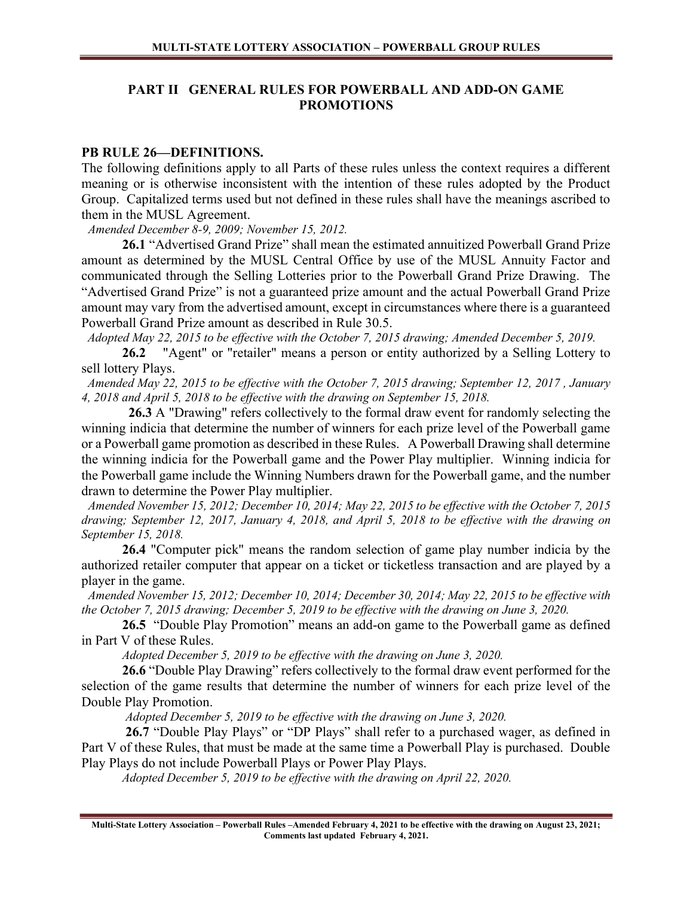## PART II GENERAL RULES FOR POWERBALL AND ADD-ON GAME PROMOTIONS

### PB RULE 26—DEFINITIONS.

The following definitions apply to all Parts of these rules unless the context requires a different meaning or is otherwise inconsistent with the intention of these rules adopted by the Product Group. Capitalized terms used but not defined in these rules shall have the meanings ascribed to them in the MUSL Agreement.

*Amended December 8-9, 2009; November 15, 2012.*

**26.1** "Advertised Grand Prize" shall mean the estimated annuitized Powerball Grand Prize amount as determined by the MUSL Central Office by use of the MUSL Annuity Factor and communicated through the Selling Lotteries prior to the Powerball Grand Prize Drawing. The "Advertised Grand Prize" is not a guaranteed prize amount and the actual Powerball Grand Prize amount may vary from the advertised amount, except in circumstances where there is a guaranteed Powerball Grand Prize amount as described in Rule 30.5.

*Adopted May 22, 2015 to be effective with the October 7, 2015 drawing; Amended December 5, 2019.*

**26.2** "Agent" or "retailer" means a person or entity authorized by a Selling Lottery to sell lottery Plays.

*Amended May 22, 2015 to be effective with the October 7, 2015 drawing; September 12, 2017 , January 4, 2018 and April 5, 2018 to be effective with the drawing on September 15, 2018.*

**26.3** A "Drawing" refers collectively to the formal draw event for randomly selecting the winning indicia that determine the number of winners for each prize level of the Powerball game or a Powerball game promotion as described in these Rules. A Powerball Drawing shall determine the winning indicia for the Powerball game and the Power Play multiplier. Winning indicia for the Powerball game include the Winning Numbers drawn for the Powerball game, and the number drawn to determine the Power Play multiplier.

*Amended November 15, 2012; December 10, 2014; May 22, 2015 to be effective with the October 7, 2015 drawing; September 12, 2017, January 4, 2018, and April 5, 2018 to be effective with the drawing on September 15, 2018.*

**26.4** "Computer pick" means the random selection of game play number indicia by the authorized retailer computer that appear on a ticket or ticketless transaction and are played by a player in the game.

*Amended November 15, 2012; December 10, 2014; December 30, 2014; May 22, 2015 to be effective with the October 7, 2015 drawing; December 5, 2019 to be effective with the drawing on June 3, 2020.*

**26.5** "Double Play Promotion" means an add-on game to the Powerball game as defined in Part V of these Rules.

*Adopted December 5, 2019 to be effective with the drawing on June 3, 2020.*

**26.6** "Double Play Drawing" refers collectively to the formal draw event performed for the selection of the game results that determine the number of winners for each prize level of the Double Play Promotion.

*Adopted December 5, 2019 to be effective with the drawing on June 3, 2020.*

**26.7** "Double Play Plays" or "DP Plays" shall refer to a purchased wager, as defined in Part V of these Rules, that must be made at the same time a Powerball Play is purchased. Double Play Plays do not include Powerball Plays or Power Play Plays.

*Adopted December 5, 2019 to be effective with the drawing on April 22, 2020.*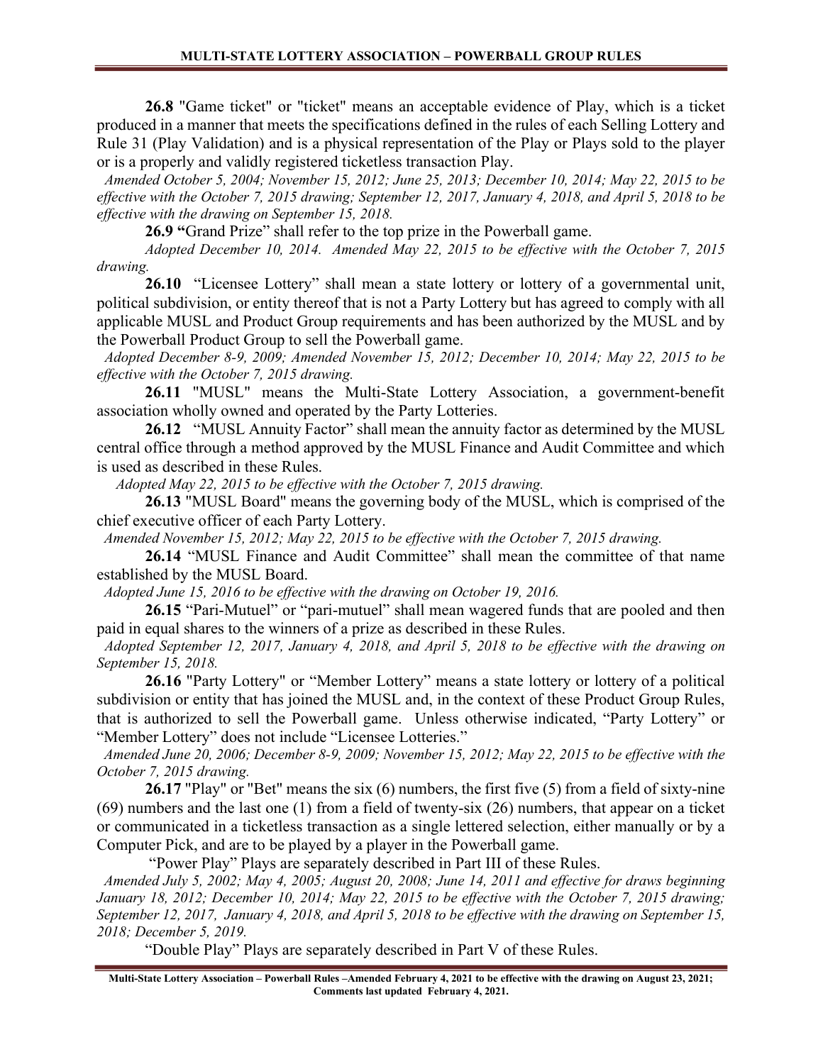**26.8** "Game ticket" or "ticket" means an acceptable evidence of Play, which is a ticket produced in a manner that meets the specifications defined in the rules of each Selling Lottery and Rule 31 (Play Validation) and is a physical representation of the Play or Plays sold to the player or is a properly and validly registered ticketless transaction Play.

*Amended October 5, 2004; November 15, 2012; June 25, 2013; December 10, 2014; May 22, 2015 to be effective with the October 7, 2015 drawing; September 12, 2017, January 4, 2018, and April 5, 2018 to be effective with the drawing on September 15, 2018.*

**26.9** "Grand Prize" shall refer to the top prize in the Powerball game.

*Adopted December 10, 2014. Amended May 22, 2015 to be effective with the October 7, 2015 drawing.*

**26.10** "Licensee Lottery" shall mean a state lottery or lottery of a governmental unit, political subdivision, or entity thereof that is not a Party Lottery but has agreed to comply with all applicable MUSL and Product Group requirements and has been authorized by the MUSL and by the Powerball Product Group to sell the Powerball game.

*Adopted December 8-9, 2009; Amended November 15, 2012; December 10, 2014; May 22, 2015 to be effective with the October 7, 2015 drawing.*

**26.11** "MUSL" means the Multi-State Lottery Association, a government-benefit association wholly owned and operated by the Party Lotteries.

**26.12** "MUSL Annuity Factor" shall mean the annuity factor as determined by the MUSL central office through a method approved by the MUSL Finance and Audit Committee and which is used as described in these Rules.

*Adopted May 22, 2015 to be effective with the October 7, 2015 drawing.*

**26.13** "MUSL Board" means the governing body of the MUSL, which is comprised of the chief executive officer of each Party Lottery.

*Amended November 15, 2012; May 22, 2015 to be effective with the October 7, 2015 drawing.*

**26.14** "MUSL Finance and Audit Committee" shall mean the committee of that name established by the MUSL Board.

*Adopted June 15, 2016 to be effective with the drawing on October 19, 2016.*

**26.15** "Pari-Mutuel" or "pari-mutuel" shall mean wagered funds that are pooled and then paid in equal shares to the winners of a prize as described in these Rules.

*Adopted September 12, 2017, January 4, 2018, and April 5, 2018 to be effective with the drawing on September 15, 2018.*

**26.16** "Party Lottery" or "Member Lottery" means a state lottery or lottery of a political subdivision or entity that has joined the MUSL and, in the context of these Product Group Rules, that is authorized to sell the Powerball game. Unless otherwise indicated, "Party Lottery" or "Member Lottery" does not include "Licensee Lotteries."

*Amended June 20, 2006; December 8-9, 2009; November 15, 2012; May 22, 2015 to be effective with the October 7, 2015 drawing.*

**26.17** "Play" or "Bet" means the six (6) numbers, the first five (5) from a field of sixty-nine (69) numbers and the last one (1) from a field of twenty-six (26) numbers, that appear on a ticket or communicated in a ticketless transaction as a single lettered selection, either manually or by a Computer Pick, and are to be played by a player in the Powerball game.

"Power Play" Plays are separately described in Part III of these Rules.

*Amended July 5, 2002; May 4, 2005; August 20, 2008; June 14, 2011 and effective for draws beginning January 18, 2012; December 10, 2014; May 22, 2015 to be effective with the October 7, 2015 drawing; September 12, 2017, January 4, 2018, and April 5, 2018 to be effective with the drawing on September 15, 2018; December 5, 2019.*

"Double Play" Plays are separately described in Part V of these Rules.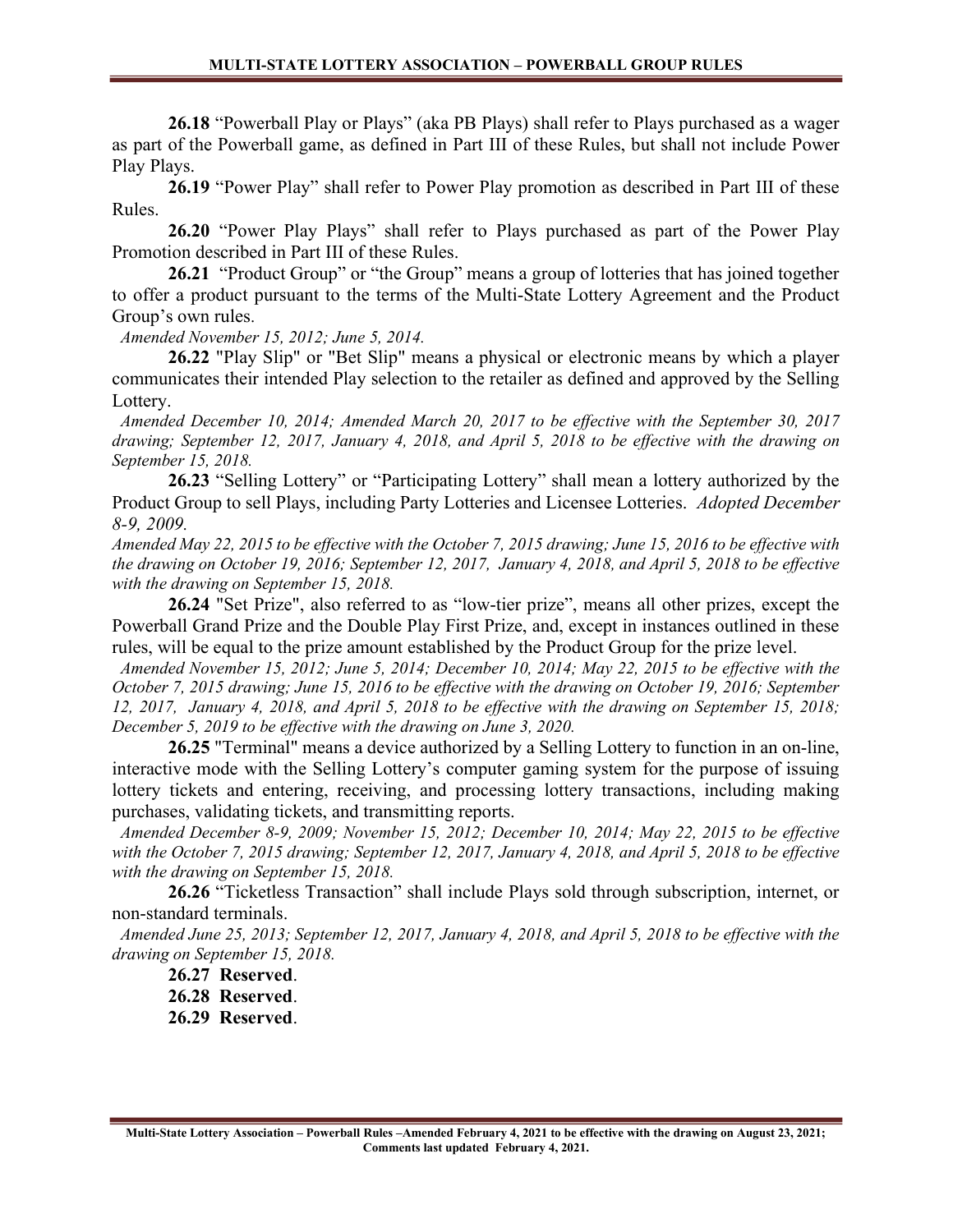**26.18** "Powerball Play or Plays" (aka PB Plays) shall refer to Plays purchased as a wager as part of the Powerball game, as defined in Part III of these Rules, but shall not include Power Play Plays.

**26.19** "Power Play" shall refer to Power Play promotion as described in Part III of these Rules.

**26.20** "Power Play Plays" shall refer to Plays purchased as part of the Power Play Promotion described in Part III of these Rules.

**26.21** "Product Group" or "the Group" means a group of lotteries that has joined together to offer a product pursuant to the terms of the Multi-State Lottery Agreement and the Product Group's own rules.

*Amended November 15, 2012; June 5, 2014.*

**26.22** "Play Slip" or "Bet Slip" means a physical or electronic means by which a player communicates their intended Play selection to the retailer as defined and approved by the Selling Lottery.

*Amended December 10, 2014; Amended March 20, 2017 to be effective with the September 30, 2017 drawing; September 12, 2017, January 4, 2018, and April 5, 2018 to be effective with the drawing on September 15, 2018.*

**26.23** "Selling Lottery" or "Participating Lottery" shall mean a lottery authorized by the Product Group to sell Plays, including Party Lotteries and Licensee Lotteries. *Adopted December 8-9, 2009.*

*Amended May 22, 2015 to be effective with the October 7, 2015 drawing; June 15, 2016 to be effective with the drawing on October 19, 2016; September 12, 2017, January 4, 2018, and April 5, 2018 to be effective with the drawing on September 15, 2018.*

**26.24** "Set Prize", also referred to as "low-tier prize", means all other prizes, except the Powerball Grand Prize and the Double Play First Prize, and, except in instances outlined in these rules, will be equal to the prize amount established by the Product Group for the prize level.

*Amended November 15, 2012; June 5, 2014; December 10, 2014; May 22, 2015 to be effective with the October 7, 2015 drawing; June 15, 2016 to be effective with the drawing on October 19, 2016; September 12, 2017, January 4, 2018, and April 5, 2018 to be effective with the drawing on September 15, 2018; December 5, 2019 to be effective with the drawing on June 3, 2020.*

**26.25** "Terminal" means a device authorized by a Selling Lottery to function in an on-line, interactive mode with the Selling Lottery's computer gaming system for the purpose of issuing lottery tickets and entering, receiving, and processing lottery transactions, including making purchases, validating tickets, and transmitting reports.

*Amended December 8-9, 2009; November 15, 2012; December 10, 2014; May 22, 2015 to be effective with the October 7, 2015 drawing; September 12, 2017, January 4, 2018, and April 5, 2018 to be effective with the drawing on September 15, 2018.*

**26.26** "Ticketless Transaction" shall include Plays sold through subscription, internet, or non-standard terminals.

*Amended June 25, 2013; September 12, 2017, January 4, 2018, and April 5, 2018 to be effective with the drawing on September 15, 2018.*

**26.27 Reserved**.

**26.28 Reserved**.

**26.29 Reserved**.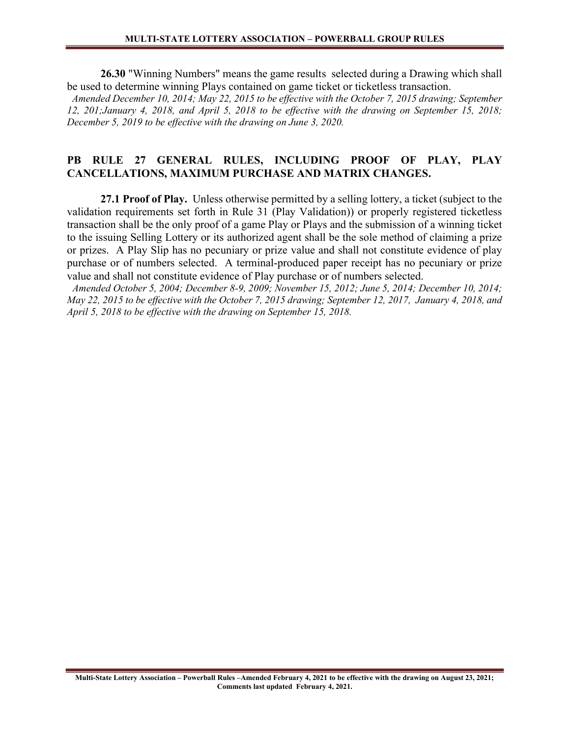**26.30** "Winning Numbers" means the game results selected during a Drawing which shall be used to determine winning Plays contained on game ticket or ticketless transaction.

*Amended December 10, 2014; May 22, 2015 to be effective with the October 7, 2015 drawing; September 12, 201;January 4, 2018, and April 5, 2018 to be effective with the drawing on September 15, 2018; December 5, 2019 to be effective with the drawing on June 3, 2020.*

## PB RULE 27 GENERAL RULES, INCLUDING PROOF OF PLAY, PLAY CANCELLATIONS, MAXIMUM PURCHASE AND MATRIX CHANGES.

**27.1 Proof of Play.** Unless otherwise permitted by a selling lottery, a ticket (subject to the validation requirements set forth in Rule 31 (Play Validation)) or properly registered ticketless transaction shall be the only proof of a game Play or Plays and the submission of a winning ticket to the issuing Selling Lottery or its authorized agent shall be the sole method of claiming a prize or prizes. A Play Slip has no pecuniary or prize value and shall not constitute evidence of play purchase or of numbers selected. A terminal-produced paper receipt has no pecuniary or prize value and shall not constitute evidence of Play purchase or of numbers selected.

*Amended October 5, 2004; December 8-9, 2009; November 15, 2012; June 5, 2014; December 10, 2014; May 22, 2015 to be effective with the October 7, 2015 drawing; September 12, 2017, January 4, 2018, and April 5, 2018 to be effective with the drawing on September 15, 2018.*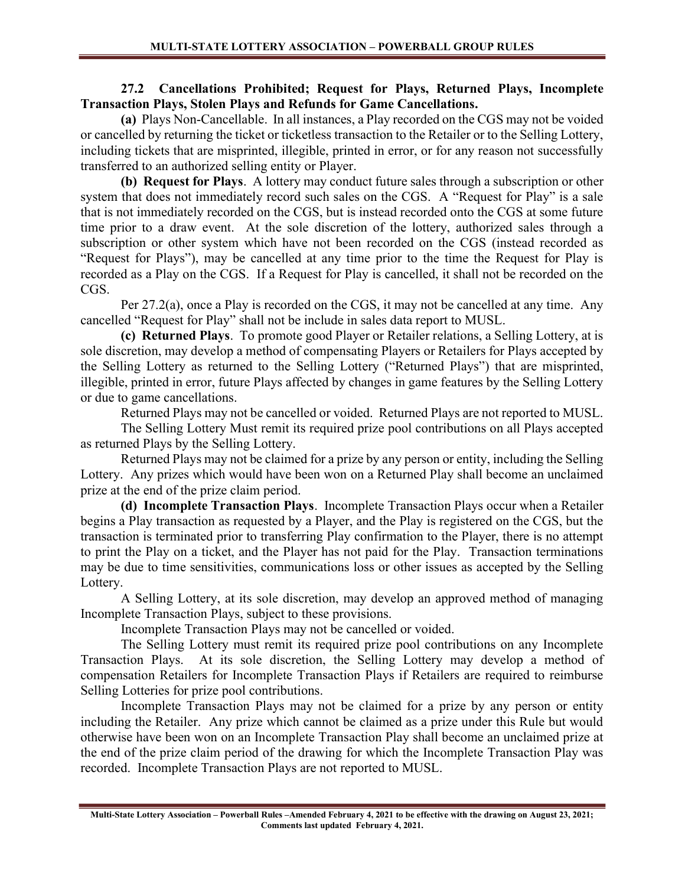### 27.2 Cancellations Prohibited; Request for Plays, Returned Plays, Incomplete Transaction Plays, Stolen Plays and Refunds for Game Cancellations.

**(a)** Plays Non-Cancellable. In all instances, a Play recorded on the CGS may not be voided or cancelled by returning the ticket or ticketless transaction to the Retailer or to the Selling Lottery, including tickets that are misprinted, illegible, printed in error, or for any reason not successfully transferred to an authorized selling entity or Player.

**(b) Request for Plays**. A lottery may conduct future sales through a subscription or other system that does not immediately record such sales on the CGS. A "Request for Play" is a sale that is not immediately recorded on the CGS, but is instead recorded onto the CGS at some future time prior to a draw event. At the sole discretion of the lottery, authorized sales through a subscription or other system which have not been recorded on the CGS (instead recorded as "Request for Plays"), may be cancelled at any time prior to the time the Request for Play is recorded as a Play on the CGS. If a Request for Play is cancelled, it shall not be recorded on the CGS.

Per 27.2(a), once a Play is recorded on the CGS, it may not be cancelled at any time. Any cancelled "Request for Play" shall not be include in sales data report to MUSL.

**(c) Returned Plays**. To promote good Player or Retailer relations, a Selling Lottery, at is sole discretion, may develop a method of compensating Players or Retailers for Plays accepted by the Selling Lottery as returned to the Selling Lottery ("Returned Plays") that are misprinted, illegible, printed in error, future Plays affected by changes in game features by the Selling Lottery or due to game cancellations.

Returned Plays may not be cancelled or voided. Returned Plays are not reported to MUSL.

The Selling Lottery Must remit its required prize pool contributions on all Plays accepted as returned Plays by the Selling Lottery.

Returned Plays may not be claimed for a prize by any person or entity, including the Selling Lottery. Any prizes which would have been won on a Returned Play shall become an unclaimed prize at the end of the prize claim period.

**(d) Incomplete Transaction Plays**. Incomplete Transaction Plays occur when a Retailer begins a Play transaction as requested by a Player, and the Play is registered on the CGS, but the transaction is terminated prior to transferring Play confirmation to the Player, there is no attempt to print the Play on a ticket, and the Player has not paid for the Play. Transaction terminations may be due to time sensitivities, communications loss or other issues as accepted by the Selling Lottery.

A Selling Lottery, at its sole discretion, may develop an approved method of managing Incomplete Transaction Plays, subject to these provisions.

Incomplete Transaction Plays may not be cancelled or voided.

The Selling Lottery must remit its required prize pool contributions on any Incomplete Transaction Plays. At its sole discretion, the Selling Lottery may develop a method of compensation Retailers for Incomplete Transaction Plays if Retailers are required to reimburse Selling Lotteries for prize pool contributions.

Incomplete Transaction Plays may not be claimed for a prize by any person or entity including the Retailer. Any prize which cannot be claimed as a prize under this Rule but would otherwise have been won on an Incomplete Transaction Play shall become an unclaimed prize at the end of the prize claim period of the drawing for which the Incomplete Transaction Play was recorded. Incomplete Transaction Plays are not reported to MUSL.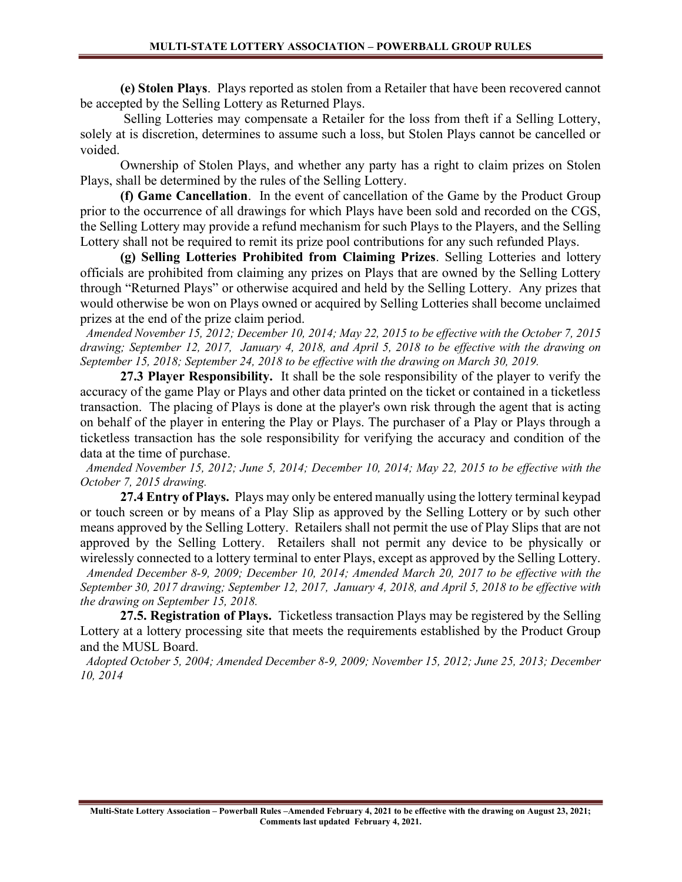**(e) Stolen Plays**. Plays reported as stolen from a Retailer that have been recovered cannot be accepted by the Selling Lottery as Returned Plays.

Selling Lotteries may compensate a Retailer for the loss from theft if a Selling Lottery, solely at is discretion, determines to assume such a loss, but Stolen Plays cannot be cancelled or voided.

Ownership of Stolen Plays, and whether any party has a right to claim prizes on Stolen Plays, shall be determined by the rules of the Selling Lottery.

**(f) Game Cancellation**. In the event of cancellation of the Game by the Product Group prior to the occurrence of all drawings for which Plays have been sold and recorded on the CGS, the Selling Lottery may provide a refund mechanism for such Plays to the Players, and the Selling Lottery shall not be required to remit its prize pool contributions for any such refunded Plays.

**(g) Selling Lotteries Prohibited from Claiming Prizes**. Selling Lotteries and lottery officials are prohibited from claiming any prizes on Plays that are owned by the Selling Lottery through "Returned Plays" or otherwise acquired and held by the Selling Lottery. Any prizes that would otherwise be won on Plays owned or acquired by Selling Lotteries shall become unclaimed prizes at the end of the prize claim period.

*Amended November 15, 2012; December 10, 2014; May 22, 2015 to be effective with the October 7, 2015 drawing; September 12, 2017, January 4, 2018, and April 5, 2018 to be effective with the drawing on September 15, 2018; September 24, 2018 to be effective with the drawing on March 30, 2019.*

**27.3 Player Responsibility.** It shall be the sole responsibility of the player to verify the accuracy of the game Play or Plays and other data printed on the ticket or contained in a ticketless transaction. The placing of Plays is done at the player's own risk through the agent that is acting on behalf of the player in entering the Play or Plays. The purchaser of a Play or Plays through a ticketless transaction has the sole responsibility for verifying the accuracy and condition of the data at the time of purchase.

*Amended November 15, 2012; June 5, 2014; December 10, 2014; May 22, 2015 to be effective with the October 7, 2015 drawing.*

**27.4 Entry of Plays.** Plays may only be entered manually using the lottery terminal keypad or touch screen or by means of a Play Slip as approved by the Selling Lottery or by such other means approved by the Selling Lottery. Retailers shall not permit the use of Play Slips that are not approved by the Selling Lottery. Retailers shall not permit any device to be physically or wirelessly connected to a lottery terminal to enter Plays, except as approved by the Selling Lottery.

*Amended December 8-9, 2009; December 10, 2014; Amended March 20, 2017 to be effective with the September 30, 2017 drawing; September 12, 2017, January 4, 2018, and April 5, 2018 to be effective with the drawing on September 15, 2018.*

**27.5. Registration of Plays.** Ticketless transaction Plays may be registered by the Selling Lottery at a lottery processing site that meets the requirements established by the Product Group and the MUSL Board.

*Adopted October 5, 2004; Amended December 8-9, 2009; November 15, 2012; June 25, 2013; December 10, 2014*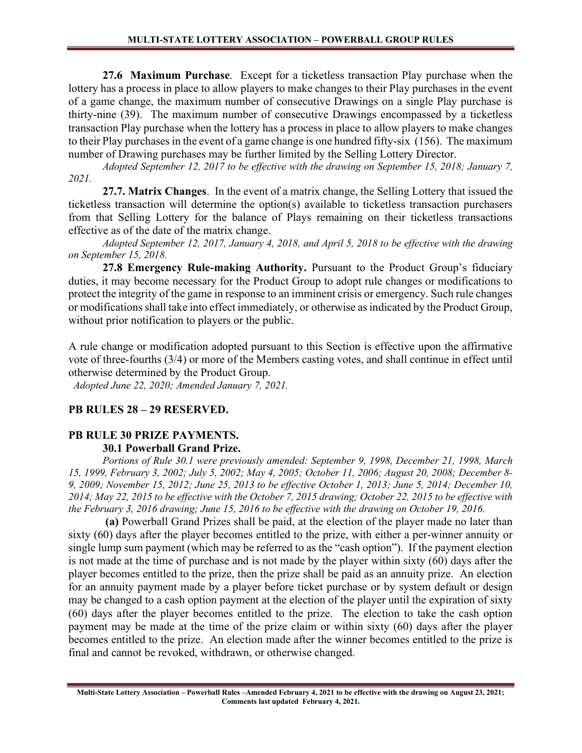**27.6 Maximum Purchase**. Except for a ticketless transaction Play purchase when the lottery has a process in place to allow players to make changes to their Play purchases in the event of a game change, the maximum number of consecutive Drawings on a single Play purchase is thirty-nine (39). The maximum number of consecutive Drawings encompassed by a ticketless transaction Play purchase when the lottery has a process in place to allow players to make changes to their Play purchases in the event of a game change is one hundred fifty-six (156). The maximum number of Drawing purchases may be further limited by the Selling Lottery Director.

*Adopted September 12, 2017 to be effective with the drawing on September 15, 2018; January 7, 2021.*

**27.7. Matrix Changes**. In the event of a matrix change, the Selling Lottery that issued the ticketless transaction will determine the option(s) available to ticketless transaction purchasers from that Selling Lottery for the balance of Plays remaining on their ticketless transactions effective as of the date of the matrix change.

*Adopted September 12, 2017, January 4, 2018, and April 5, 2018 to be effective with the drawing on September 15, 2018.*

**27.8 Emergency Rule-making Authority.** Pursuant to the Product Group's fiduciary duties, it may become necessary for the Product Group to adopt rule changes or modifications to protect the integrity of the game in response to an imminent crisis or emergency. Such rule changes or modifications shall take into effect immediately, or otherwise as indicated by the Product Group, without prior notification to players or the public.

A rule change or modification adopted pursuant to this Section is effective upon the affirmative vote of three-fourths (3/4) or more of the Members casting votes, and shall continue in effect until otherwise determined by the Product Group.

*Adopted June 22, 2020; Amended January 7, 2021.*

## PB RULES 28 – 29 RESERVED.

## PB RULE 30 PRIZE PAYMENTS.

### 30.1 Powerball Grand Prize.

*Portions of Rule 30.1 were previously amended: September 9, 1998, December 21, 1998, March 15, 1999, February 3, 2002; July 5, 2002; May 4, 2005; October 11, 2006; August 20, 2008; December 8-9, 2009; November 15, 2012; June 25, 2013 to be effective October 1, 2013; June 5, 2014; December 10, 2014; May 22, 2015 to be effective with the October 7, 2015 drawing; October 22, 2015 to be effective with the February 3, 2016 drawing; June 15, 2016 to be effective with the drawing on October 19, 2016.*

**(a)** Powerball Grand Prizes shall be paid, at the election of the player made no later than sixty (60) days after the player becomes entitled to the prize, with either a per-winner annuity or single lump sum payment (which may be referred to as the "cash option"). If the payment election is not made at the time of purchase and is not made by the player within sixty (60) days after the player becomes entitled to the prize, then the prize shall be paid as an annuity prize. An election for an annuity payment made by a player before ticket purchase or by system default or design may be changed to a cash option payment at the election of the player until the expiration of sixty (60) days after the player becomes entitled to the prize. The election to take the cash option payment may be made at the time of the prize claim or within sixty (60) days after the player becomes entitled to the prize. An election made after the winner becomes entitled to the prize is final and cannot be revoked, withdrawn, or otherwise changed.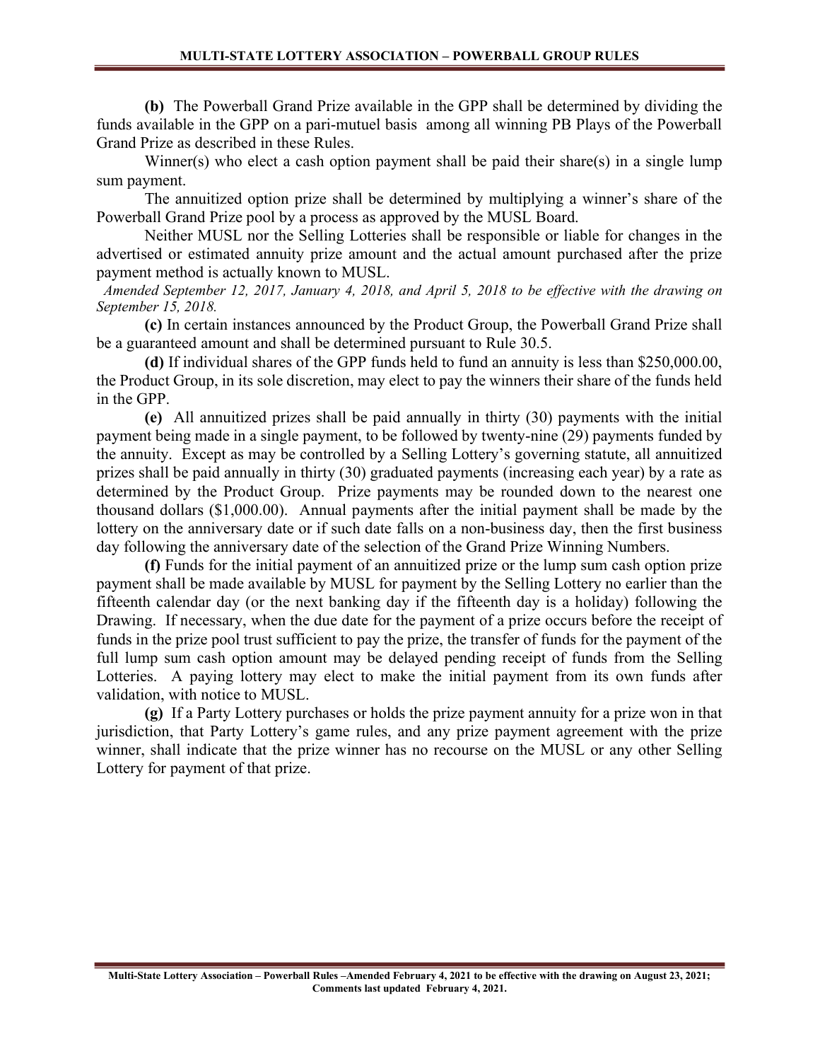**(b)** The Powerball Grand Prize available in the GPP shall be determined by dividing the funds available in the GPP on a pari-mutuel basis among all winning PB Plays of the Powerball Grand Prize as described in these Rules.

Winner(s) who elect a cash option payment shall be paid their share(s) in a single lump sum payment.

The annuitized option prize shall be determined by multiplying a winner's share of the Powerball Grand Prize pool by a process as approved by the MUSL Board.

Neither MUSL nor the Selling Lotteries shall be responsible or liable for changes in the advertised or estimated annuity prize amount and the actual amount purchased after the prize payment method is actually known to MUSL.

*Amended September 12, 2017, January 4, 2018, and April 5, 2018 to be effective with the drawing on September 15, 2018.*

**(c)** In certain instances announced by the Product Group, the Powerball Grand Prize shall be a guaranteed amount and shall be determined pursuant to Rule 30.5.

**(d)** If individual shares of the GPP funds held to fund an annuity is less than $250,000.00, the Product Group, in its sole discretion, may elect to pay the winners their share of the funds held in the GPP.

**(e)** All annuitized prizes shall be paid annually in thirty (30) payments with the initial payment being made in a single payment, to be followed by twenty-nine (29) payments funded by the annuity. Except as may be controlled by a Selling Lottery's governing statute, all annuitized prizes shall be paid annually in thirty (30) graduated payments (increasing each year) by a rate as determined by the Product Group. Prize payments may be rounded down to the nearest one thousand dollars ($1,000.00). Annual payments after the initial payment shall be made by the lottery on the anniversary date or if such date falls on a non-business day, then the first business day following the anniversary date of the selection of the Grand Prize Winning Numbers.

**(f)** Funds for the initial payment of an annuitized prize or the lump sum cash option prize payment shall be made available by MUSL for payment by the Selling Lottery no earlier than the fifteenth calendar day (or the next banking day if the fifteenth day is a holiday) following the Drawing. If necessary, when the due date for the payment of a prize occurs before the receipt of funds in the prize pool trust sufficient to pay the prize, the transfer of funds for the payment of the full lump sum cash option amount may be delayed pending receipt of funds from the Selling Lotteries. A paying lottery may elect to make the initial payment from its own funds after validation, with notice to MUSL.

**(g)** If a Party Lottery purchases or holds the prize payment annuity for a prize won in that jurisdiction, that Party Lottery's game rules, and any prize payment agreement with the prize winner, shall indicate that the prize winner has no recourse on the MUSL or any other Selling Lottery for payment of that prize.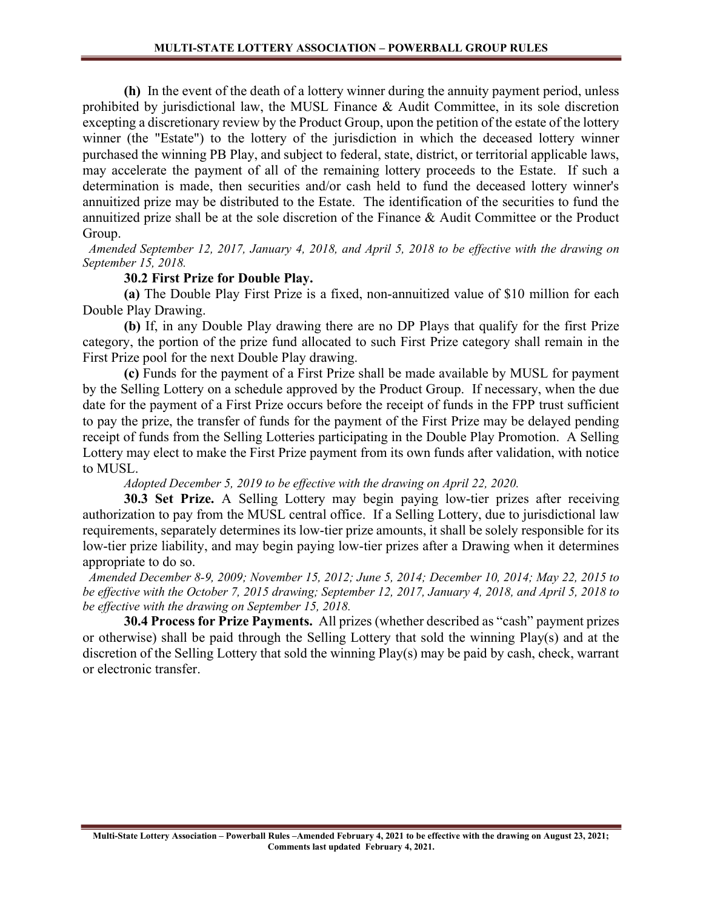**(h)** In the event of the death of a lottery winner during the annuity payment period, unless prohibited by jurisdictional law, the MUSL Finance & Audit Committee, in its sole discretion excepting a discretionary review by the Product Group, upon the petition of the estate of the lottery winner (the "Estate") to the lottery of the jurisdiction in which the deceased lottery winner purchased the winning PB Play, and subject to federal, state, district, or territorial applicable laws, may accelerate the payment of all of the remaining lottery proceeds to the Estate. If such a determination is made, then securities and/or cash held to fund the deceased lottery winner's annuitized prize may be distributed to the Estate. The identification of the securities to fund the annuitized prize shall be at the sole discretion of the Finance & Audit Committee or the Product Group.

*Amended September 12, 2017, January 4, 2018, and April 5, 2018 to be effective with the drawing on September 15, 2018.*

**30.2 First Prize for Double Play.**

**(a)** The Double Play First Prize is a fixed, non-annuitized value of $10 million for each Double Play Drawing.

**(b)** If, in any Double Play drawing there are no DP Plays that qualify for the first Prize category, the portion of the prize fund allocated to such First Prize category shall remain in the First Prize pool for the next Double Play drawing.

**(c)** Funds for the payment of a First Prize shall be made available by MUSL for payment by the Selling Lottery on a schedule approved by the Product Group. If necessary, when the due date for the payment of a First Prize occurs before the receipt of funds in the FPP trust sufficient to pay the prize, the transfer of funds for the payment of the First Prize may be delayed pending receipt of funds from the Selling Lotteries participating in the Double Play Promotion. A Selling Lottery may elect to make the First Prize payment from its own funds after validation, with notice to MUSL.

*Adopted December 5, 2019 to be effective with the drawing on April 22, 2020.*

**30.3 Set Prize.** A Selling Lottery may begin paying low-tier prizes after receiving authorization to pay from the MUSL central office. If a Selling Lottery, due to jurisdictional law requirements, separately determines its low-tier prize amounts, it shall be solely responsible for its low-tier prize liability, and may begin paying low-tier prizes after a Drawing when it determines appropriate to do so.

*Amended December 8-9, 2009; November 15, 2012; June 5, 2014; December 10, 2014; May 22, 2015 to be effective with the October 7, 2015 drawing; September 12, 2017, January 4, 2018, and April 5, 2018 to be effective with the drawing on September 15, 2018.*

**30.4 Process for Prize Payments.** All prizes (whether described as "cash" payment prizes or otherwise) shall be paid through the Selling Lottery that sold the winning Play(s) and at the discretion of the Selling Lottery that sold the winning Play(s) may be paid by cash, check, warrant or electronic transfer.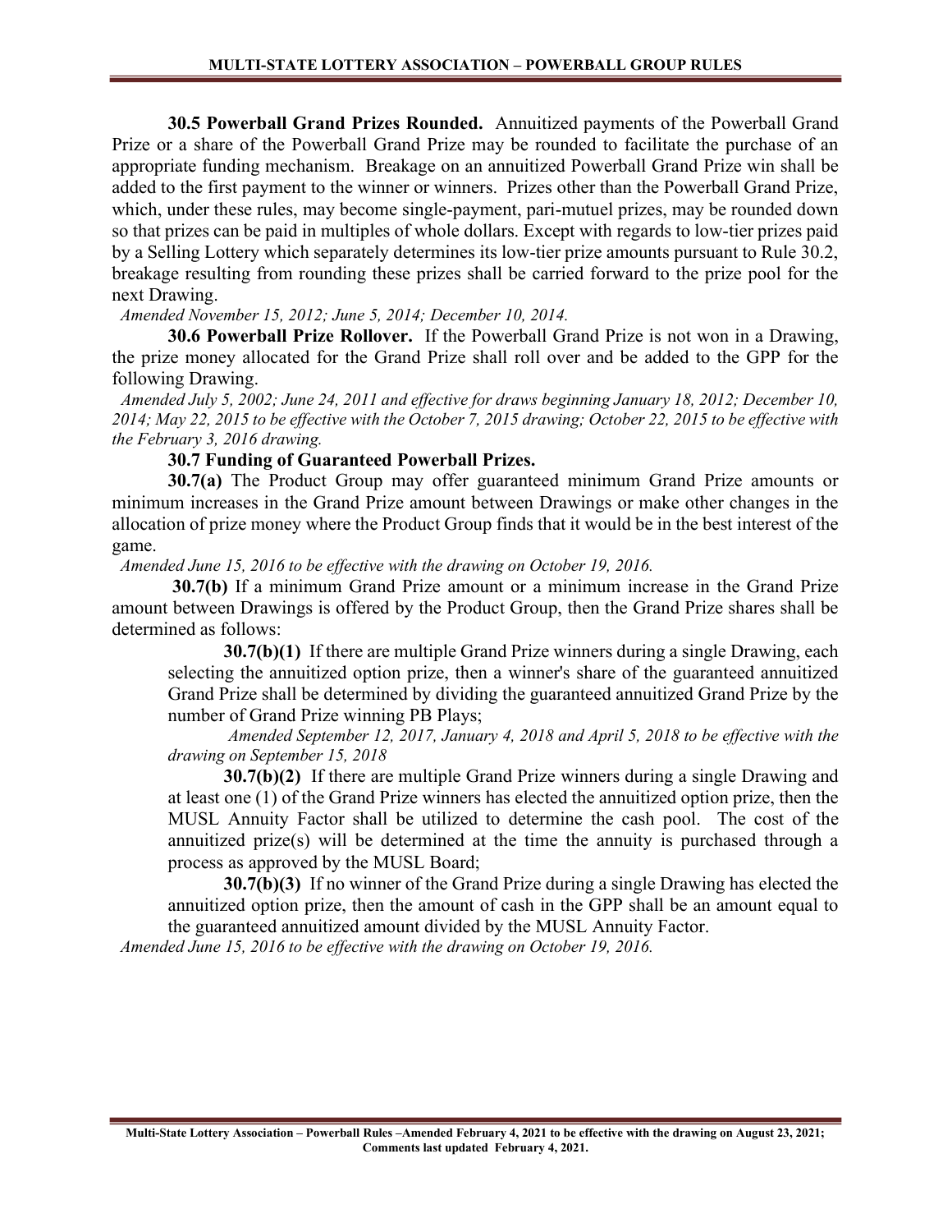**30.5 Powerball Grand Prizes Rounded.** Annuitized payments of the Powerball Grand Prize or a share of the Powerball Grand Prize may be rounded to facilitate the purchase of an appropriate funding mechanism. Breakage on an annuitized Powerball Grand Prize win shall be added to the first payment to the winner or winners. Prizes other than the Powerball Grand Prize, which, under these rules, may become single-payment, pari-mutuel prizes, may be rounded down so that prizes can be paid in multiples of whole dollars. Except with regards to low-tier prizes paid by a Selling Lottery which separately determines its low-tier prize amounts pursuant to Rule 30.2, breakage resulting from rounding these prizes shall be carried forward to the prize pool for the next Drawing.

*Amended November 15, 2012; June 5, 2014; December 10, 2014.*

**30.6 Powerball Prize Rollover.** If the Powerball Grand Prize is not won in a Drawing, the prize money allocated for the Grand Prize shall roll over and be added to the GPP for the following Drawing.

*Amended July 5, 2002; June 24, 2011 and effective for draws beginning January 18, 2012; December 10, 2014; May 22, 2015 to be effective with the October 7, 2015 drawing; October 22, 2015 to be effective with the February 3, 2016 drawing.*

**30.7 Funding of Guaranteed Powerball Prizes.**

**30.7(a)** The Product Group may offer guaranteed minimum Grand Prize amounts or minimum increases in the Grand Prize amount between Drawings or make other changes in the allocation of prize money where the Product Group finds that it would be in the best interest of the game.

*Amended June 15, 2016 to be effective with the drawing on October 19, 2016.*

**30.7(b)** If a minimum Grand Prize amount or a minimum increase in the Grand Prize amount between Drawings is offered by the Product Group, then the Grand Prize shares shall be determined as follows:

**30.7(b)(1)** If there are multiple Grand Prize winners during a single Drawing, each selecting the annuitized option prize, then a winner's share of the guaranteed annuitized Grand Prize shall be determined by dividing the guaranteed annuitized Grand Prize by the number of Grand Prize winning PB Plays;

*Amended September 12, 2017, January 4, 2018 and April 5, 2018 to be effective with the drawing on September 15, 2018*

**30.7(b)(2)** If there are multiple Grand Prize winners during a single Drawing and at least one (1) of the Grand Prize winners has elected the annuitized option prize, then the MUSL Annuity Factor shall be utilized to determine the cash pool. The cost of the annuitized prize(s) will be determined at the time the annuity is purchased through a process as approved by the MUSL Board;

**30.7(b)(3)** If no winner of the Grand Prize during a single Drawing has elected the annuitized option prize, then the amount of cash in the GPP shall be an amount equal to the guaranteed annuitized amount divided by the MUSL Annuity Factor.

*Amended June 15, 2016 to be effective with the drawing on October 19, 2016.*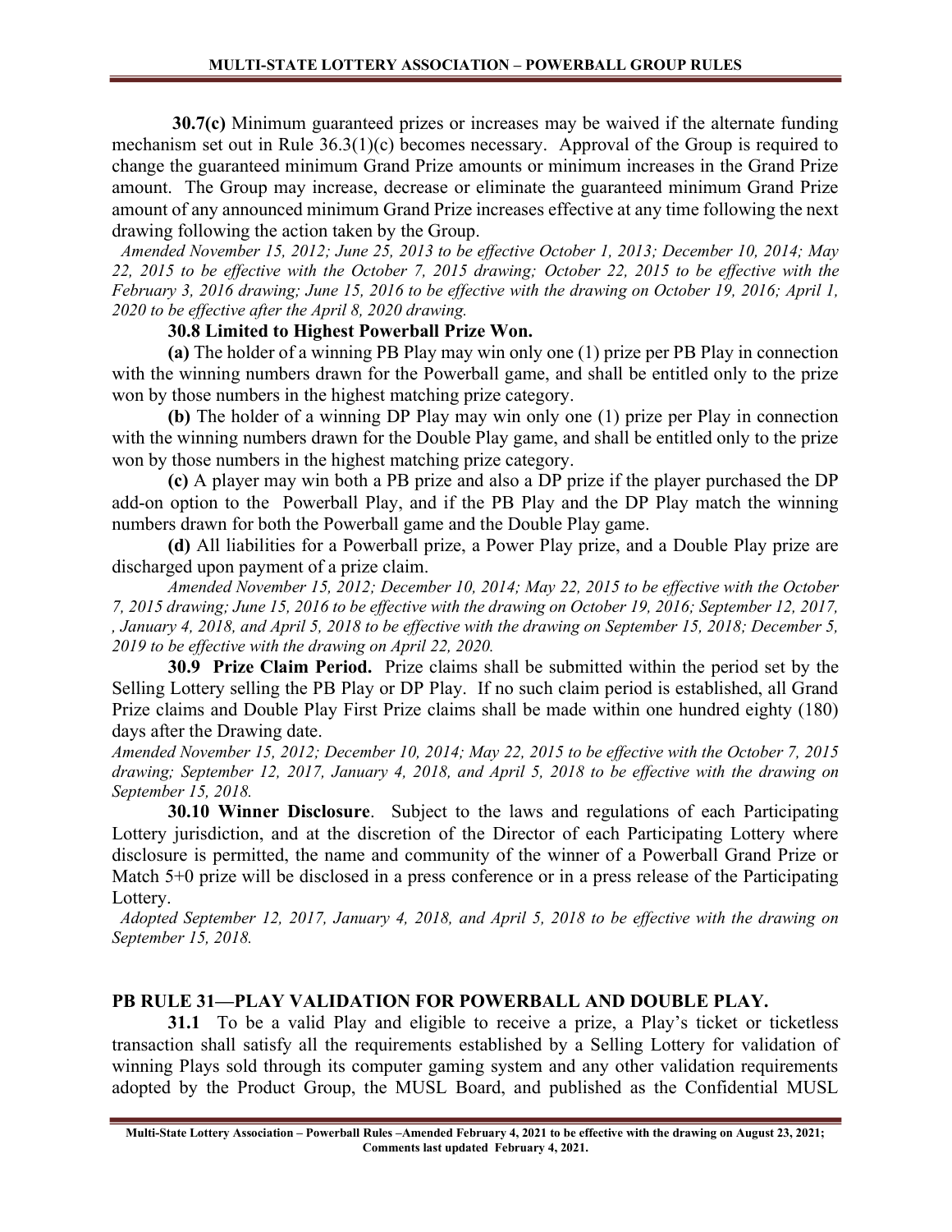**30.7(c)** Minimum guaranteed prizes or increases may be waived if the alternate funding mechanism set out in Rule 36.3(1)(c) becomes necessary. Approval of the Group is required to change the guaranteed minimum Grand Prize amounts or minimum increases in the Grand Prize amount. The Group may increase, decrease or eliminate the guaranteed minimum Grand Prize amount of any announced minimum Grand Prize increases effective at any time following the next drawing following the action taken by the Group.

*Amended November 15, 2012; June 25, 2013 to be effective October 1, 2013; December 10, 2014; May 22, 2015 to be effective with the October 7, 2015 drawing; October 22, 2015 to be effective with the February 3, 2016 drawing; June 15, 2016 to be effective with the drawing on October 19, 2016; April 1, 2020 to be effective after the April 8, 2020 drawing.*

**30.8 Limited to Highest Powerball Prize Won.**

**(a)** The holder of a winning PB Play may win only one (1) prize per PB Play in connection with the winning numbers drawn for the Powerball game, and shall be entitled only to the prize won by those numbers in the highest matching prize category.

**(b)** The holder of a winning DP Play may win only one (1) prize per Play in connection with the winning numbers drawn for the Double Play game, and shall be entitled only to the prize won by those numbers in the highest matching prize category.

**(c)** A player may win both a PB prize and also a DP prize if the player purchased the DP add-on option to the Powerball Play, and if the PB Play and the DP Play match the winning numbers drawn for both the Powerball game and the Double Play game.

**(d)** All liabilities for a Powerball prize, a Power Play prize, and a Double Play prize are discharged upon payment of a prize claim.

*Amended November 15, 2012; December 10, 2014; May 22, 2015 to be effective with the October 7, 2015 drawing; June 15, 2016 to be effective with the drawing on October 19, 2016; September 12, 2017, , January 4, 2018, and April 5, 2018 to be effective with the drawing on September 15, 2018; December 5, 2019 to be effective with the drawing on April 22, 2020.*

**30.9 Prize Claim Period.** Prize claims shall be submitted within the period set by the Selling Lottery selling the PB Play or DP Play. If no such claim period is established, all Grand Prize claims and Double Play First Prize claims shall be made within one hundred eighty (180) days after the Drawing date.

*Amended November 15, 2012; December 10, 2014; May 22, 2015 to be effective with the October 7, 2015 drawing; September 12, 2017, January 4, 2018, and April 5, 2018 to be effective with the drawing on September 15, 2018.*

**30.10 Winner Disclosure**. Subject to the laws and regulations of each Participating Lottery jurisdiction, and at the discretion of the Director of each Participating Lottery where disclosure is permitted, the name and community of the winner of a Powerball Grand Prize or Match 5+0 prize will be disclosed in a press conference or in a press release of the Participating Lottery.

*Adopted September 12, 2017, January 4, 2018, and April 5, 2018 to be effective with the drawing on September 15, 2018.*

## PB RULE 31—PLAY VALIDATION FOR POWERBALL AND DOUBLE PLAY.

**31.1** To be a valid Play and eligible to receive a prize, a Play's ticket or ticketless transaction shall satisfy all the requirements established by a Selling Lottery for validation of winning Plays sold through its computer gaming system and any other validation requirements adopted by the Product Group, the MUSL Board, and published as the Confidential MUSL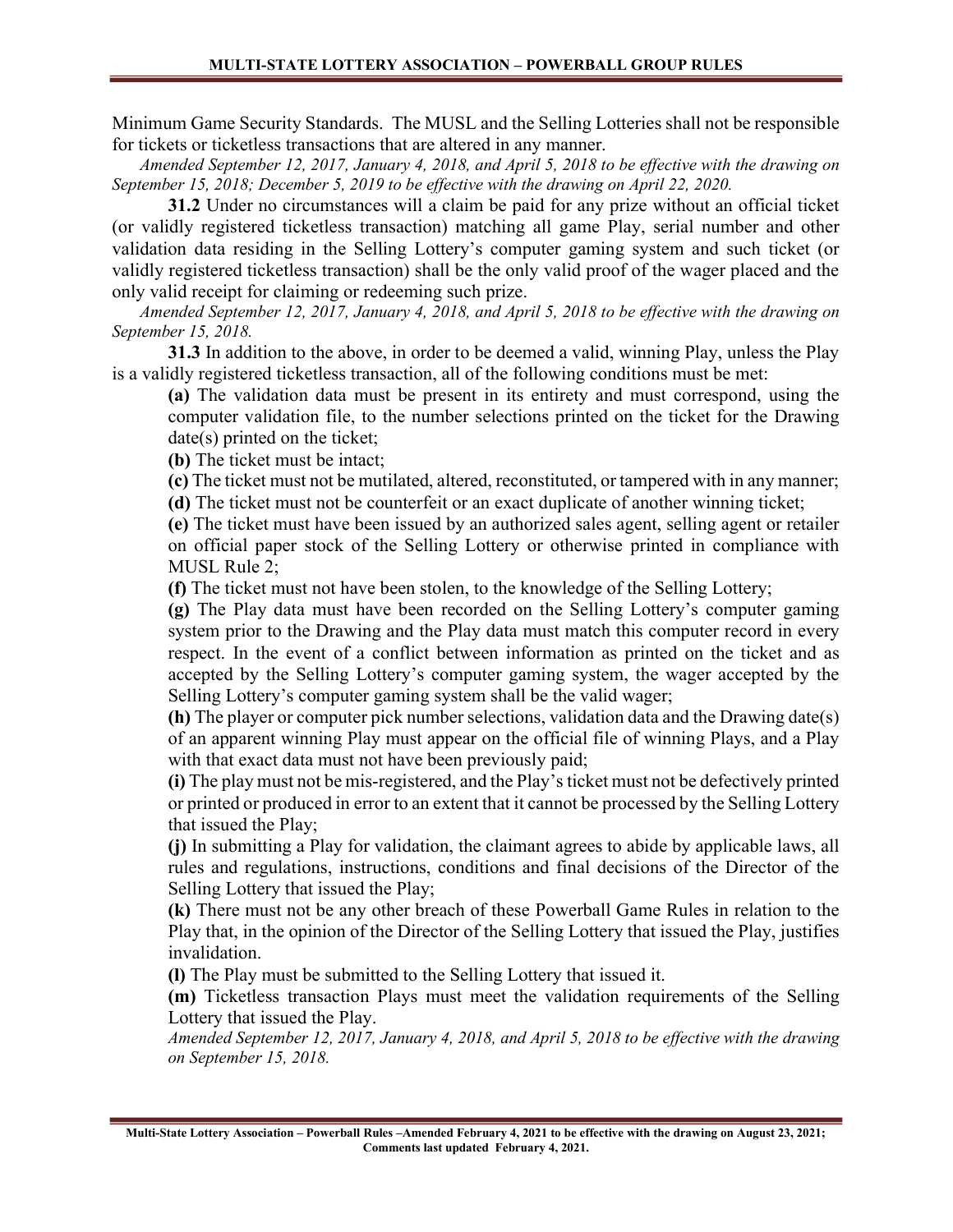Minimum Game Security Standards. The MUSL and the Selling Lotteries shall not be responsible for tickets or ticketless transactions that are altered in any manner.

*Amended September 12, 2017, January 4, 2018, and April 5, 2018 to be effective with the drawing on September 15, 2018; December 5, 2019 to be effective with the drawing on April 22, 2020.*

**31.2** Under no circumstances will a claim be paid for any prize without an official ticket (or validly registered ticketless transaction) matching all game Play, serial number and other validation data residing in the Selling Lottery's computer gaming system and such ticket (or validly registered ticketless transaction) shall be the only valid proof of the wager placed and the only valid receipt for claiming or redeeming such prize.

*Amended September 12, 2017, January 4, 2018, and April 5, 2018 to be effective with the drawing on September 15, 2018.*

**31.3** In addition to the above, in order to be deemed a valid, winning Play, unless the Play is a validly registered ticketless transaction, all of the following conditions must be met:

**(a)** The validation data must be present in its entirety and must correspond, using the computer validation file, to the number selections printed on the ticket for the Drawing date(s) printed on the ticket;

**(b)** The ticket must be intact;

**(c)** The ticket must not be mutilated, altered, reconstituted, or tampered with in any manner;

**(d)** The ticket must not be counterfeit or an exact duplicate of another winning ticket;

**(e)** The ticket must have been issued by an authorized sales agent, selling agent or retailer on official paper stock of the Selling Lottery or otherwise printed in compliance with MUSL Rule 2;

**(f)** The ticket must not have been stolen, to the knowledge of the Selling Lottery;

**(g)** The Play data must have been recorded on the Selling Lottery's computer gaming system prior to the Drawing and the Play data must match this computer record in every respect. In the event of a conflict between information as printed on the ticket and as accepted by the Selling Lottery's computer gaming system, the wager accepted by the Selling Lottery's computer gaming system shall be the valid wager;

**(h)** The player or computer pick number selections, validation data and the Drawing date(s) of an apparent winning Play must appear on the official file of winning Plays, and a Play with that exact data must not have been previously paid;

**(i)** The play must not be mis-registered, and the Play's ticket must not be defectively printed or printed or produced in error to an extent that it cannot be processed by the Selling Lottery that issued the Play;

**(j)** In submitting a Play for validation, the claimant agrees to abide by applicable laws, all rules and regulations, instructions, conditions and final decisions of the Director of the Selling Lottery that issued the Play;

**(k)** There must not be any other breach of these Powerball Game Rules in relation to the Play that, in the opinion of the Director of the Selling Lottery that issued the Play, justifies invalidation.

**(l)** The Play must be submitted to the Selling Lottery that issued it.

**(m)** Ticketless transaction Plays must meet the validation requirements of the Selling Lottery that issued the Play.

*Amended September 12, 2017, January 4, 2018, and April 5, 2018 to be effective with the drawing on September 15, 2018.*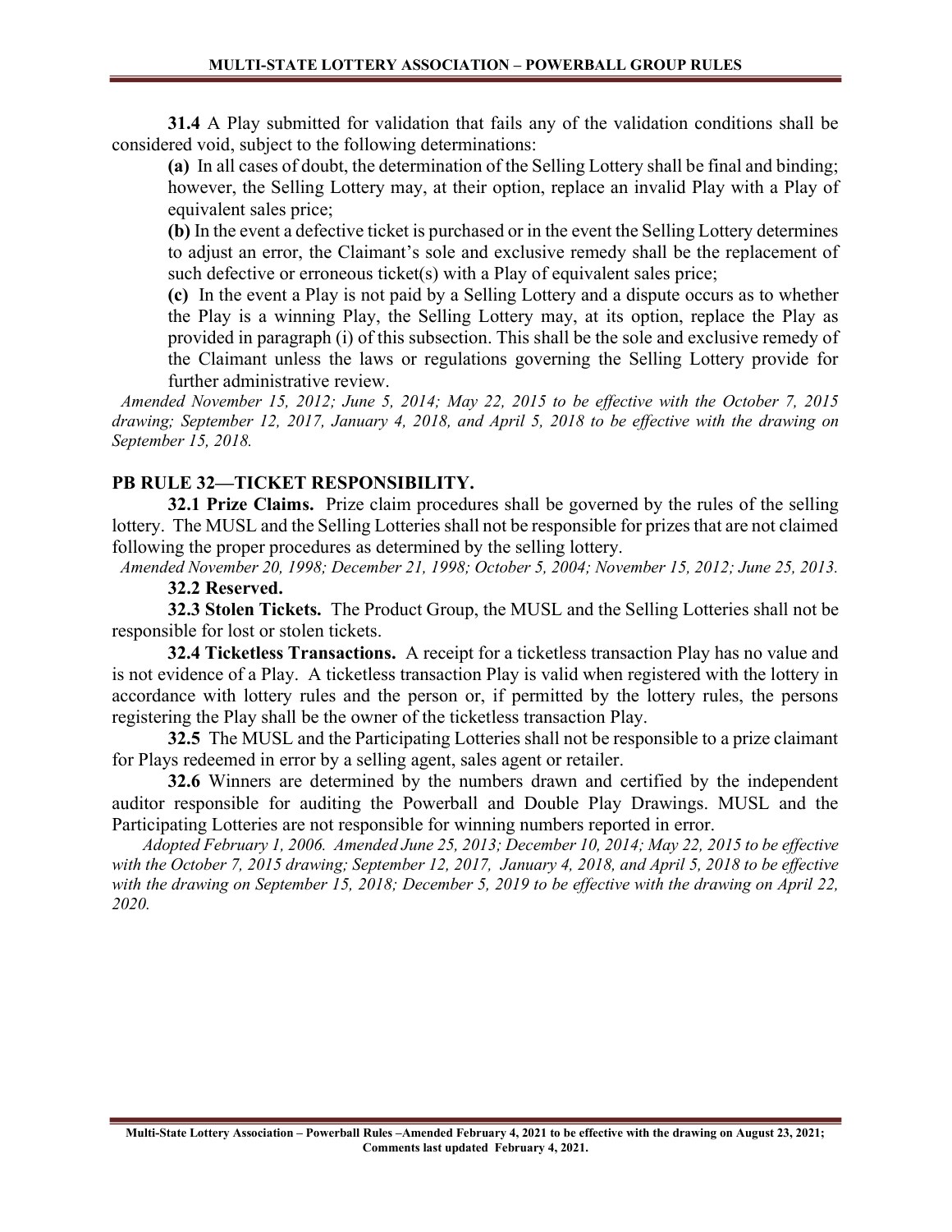**31.4** A Play submitted for validation that fails any of the validation conditions shall be considered void, subject to the following determinations:

**(a)** In all cases of doubt, the determination of the Selling Lottery shall be final and binding; however, the Selling Lottery may, at their option, replace an invalid Play with a Play of equivalent sales price;

**(b)** In the event a defective ticket is purchased or in the event the Selling Lottery determines to adjust an error, the Claimant's sole and exclusive remedy shall be the replacement of such defective or erroneous ticket(s) with a Play of equivalent sales price;

**(c)** In the event a Play is not paid by a Selling Lottery and a dispute occurs as to whether the Play is a winning Play, the Selling Lottery may, at its option, replace the Play as provided in paragraph (i) of this subsection. This shall be the sole and exclusive remedy of the Claimant unless the laws or regulations governing the Selling Lottery provide for further administrative review.

*Amended November 15, 2012; June 5, 2014; May 22, 2015 to be effective with the October 7, 2015 drawing; September 12, 2017, January 4, 2018, and April 5, 2018 to be effective with the drawing on September 15, 2018.*

## PB RULE 32—TICKET RESPONSIBILITY.

**32.1 Prize Claims.** Prize claim procedures shall be governed by the rules of the selling lottery. The MUSL and the Selling Lotteries shall not be responsible for prizes that are not claimed following the proper procedures as determined by the selling lottery.

*Amended November 20, 1998; December 21, 1998; October 5, 2004; November 15, 2012; June 25, 2013.*

**32.2 Reserved.**

**32.3 Stolen Tickets.** The Product Group, the MUSL and the Selling Lotteries shall not be responsible for lost or stolen tickets.

**32.4 Ticketless Transactions.** A receipt for a ticketless transaction Play has no value and is not evidence of a Play. A ticketless transaction Play is valid when registered with the lottery in accordance with lottery rules and the person or, if permitted by the lottery rules, the persons registering the Play shall be the owner of the ticketless transaction Play.

**32.5** The MUSL and the Participating Lotteries shall not be responsible to a prize claimant for Plays redeemed in error by a selling agent, sales agent or retailer.

**32.6** Winners are determined by the numbers drawn and certified by the independent auditor responsible for auditing the Powerball and Double Play Drawings. MUSL and the Participating Lotteries are not responsible for winning numbers reported in error.

*Adopted February 1, 2006. Amended June 25, 2013; December 10, 2014; May 22, 2015 to be effective with the October 7, 2015 drawing; September 12, 2017, January 4, 2018, and April 5, 2018 to be effective with the drawing on September 15, 2018; December 5, 2019 to be effective with the drawing on April 22, 2020.*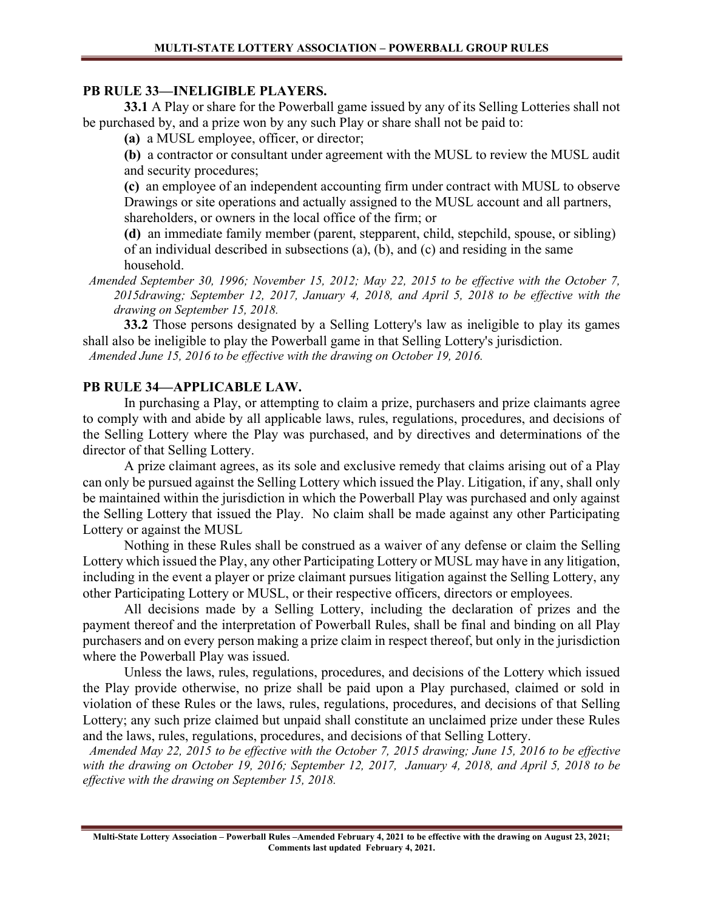## PB RULE 33—INELIGIBLE PLAYERS.

**33.1** A Play or share for the Powerball game issued by any of its Selling Lotteries shall not be purchased by, and a prize won by any such Play or share shall not be paid to:

**(a)** a MUSL employee, officer, or director;

**(b)** a contractor or consultant under agreement with the MUSL to review the MUSL audit and security procedures;

**(c)** an employee of an independent accounting firm under contract with MUSL to observe Drawings or site operations and actually assigned to the MUSL account and all partners, shareholders, or owners in the local office of the firm; or

**(d)** an immediate family member (parent, stepparent, child, stepchild, spouse, or sibling) of an individual described in subsections (a), (b), and (c) and residing in the same household.

*Amended September 30, 1996; November 15, 2012; May 22, 2015 to be effective with the October 7, 2015drawing; September 12, 2017, January 4, 2018, and April 5, 2018 to be effective with the drawing on September 15, 2018.*

**33.2** Those persons designated by a Selling Lottery's law as ineligible to play its games shall also be ineligible to play the Powerball game in that Selling Lottery's jurisdiction.

*Amended June 15, 2016 to be effective with the drawing on October 19, 2016.*

## PB RULE 34—APPLICABLE LAW.

In purchasing a Play, or attempting to claim a prize, purchasers and prize claimants agree to comply with and abide by all applicable laws, rules, regulations, procedures, and decisions of the Selling Lottery where the Play was purchased, and by directives and determinations of the director of that Selling Lottery.

A prize claimant agrees, as its sole and exclusive remedy that claims arising out of a Play can only be pursued against the Selling Lottery which issued the Play. Litigation, if any, shall only be maintained within the jurisdiction in which the Powerball Play was purchased and only against the Selling Lottery that issued the Play. No claim shall be made against any other Participating Lottery or against the MUSL

Nothing in these Rules shall be construed as a waiver of any defense or claim the Selling Lottery which issued the Play, any other Participating Lottery or MUSL may have in any litigation, including in the event a player or prize claimant pursues litigation against the Selling Lottery, any other Participating Lottery or MUSL, or their respective officers, directors or employees.

All decisions made by a Selling Lottery, including the declaration of prizes and the payment thereof and the interpretation of Powerball Rules, shall be final and binding on all Play purchasers and on every person making a prize claim in respect thereof, but only in the jurisdiction where the Powerball Play was issued.

Unless the laws, rules, regulations, procedures, and decisions of the Lottery which issued the Play provide otherwise, no prize shall be paid upon a Play purchased, claimed or sold in violation of these Rules or the laws, rules, regulations, procedures, and decisions of that Selling Lottery; any such prize claimed but unpaid shall constitute an unclaimed prize under these Rules and the laws, rules, regulations, procedures, and decisions of that Selling Lottery.

*Amended May 22, 2015 to be effective with the October 7, 2015 drawing; June 15, 2016 to be effective with the drawing on October 19, 2016; September 12, 2017, January 4, 2018, and April 5, 2018 to be effective with the drawing on September 15, 2018.*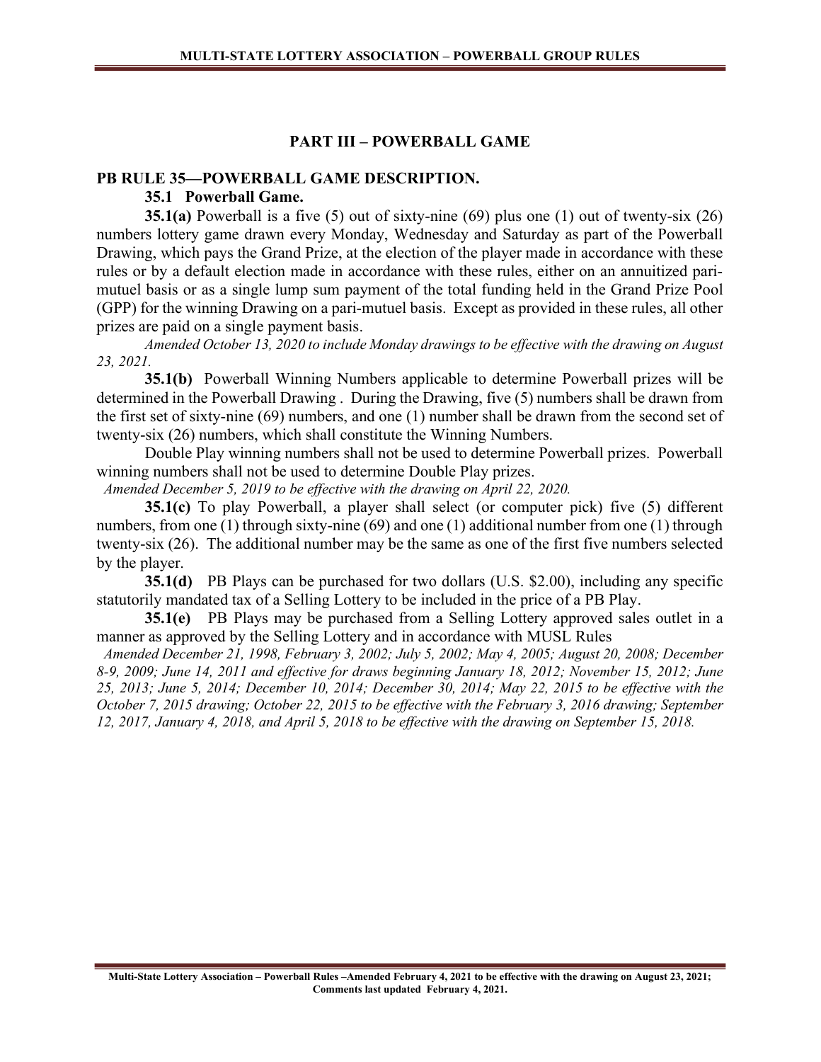## PART III – POWERBALL GAME

### PB RULE 35—POWERBALL GAME DESCRIPTION.

**35.1 Powerball Game.**

**35.1(a)** Powerball is a five (5) out of sixty-nine (69) plus one (1) out of twenty-six (26) numbers lottery game drawn every Monday, Wednesday and Saturday as part of the Powerball Drawing, which pays the Grand Prize, at the election of the player made in accordance with these rules or by a default election made in accordance with these rules, either on an annuitized pari-mutuel basis or as a single lump sum payment of the total funding held in the Grand Prize Pool (GPP) for the winning Drawing on a pari-mutuel basis. Except as provided in these rules, all other prizes are paid on a single payment basis.

*Amended October 13, 2020 to include Monday drawings to be effective with the drawing on August 23, 2021.*

**35.1(b)** Powerball Winning Numbers applicable to determine Powerball prizes will be determined in the Powerball Drawing . During the Drawing, five (5) numbers shall be drawn from the first set of sixty-nine (69) numbers, and one (1) number shall be drawn from the second set of twenty-six (26) numbers, which shall constitute the Winning Numbers.

Double Play winning numbers shall not be used to determine Powerball prizes. Powerball winning numbers shall not be used to determine Double Play prizes.

*Amended December 5, 2019 to be effective with the drawing on April 22, 2020.*

**35.1(c)** To play Powerball, a player shall select (or computer pick) five (5) different numbers, from one (1) through sixty-nine (69) and one (1) additional number from one (1) through twenty-six (26). The additional number may be the same as one of the first five numbers selected by the player.

**35.1(d)** PB Plays can be purchased for two dollars (U.S. $2.00), including any specific statutorily mandated tax of a Selling Lottery to be included in the price of a PB Play.

**35.1(e)** PB Plays may be purchased from a Selling Lottery approved sales outlet in a manner as approved by the Selling Lottery and in accordance with MUSL Rules

*Amended December 21, 1998, February 3, 2002; July 5, 2002; May 4, 2005; August 20, 2008; December 8-9, 2009; June 14, 2011 and effective for draws beginning January 18, 2012; November 15, 2012; June 25, 2013; June 5, 2014; December 10, 2014; December 30, 2014; May 22, 2015 to be effective with the October 7, 2015 drawing; October 22, 2015 to be effective with the February 3, 2016 drawing; September 12, 2017, January 4, 2018, and April 5, 2018 to be effective with the drawing on September 15, 2018.*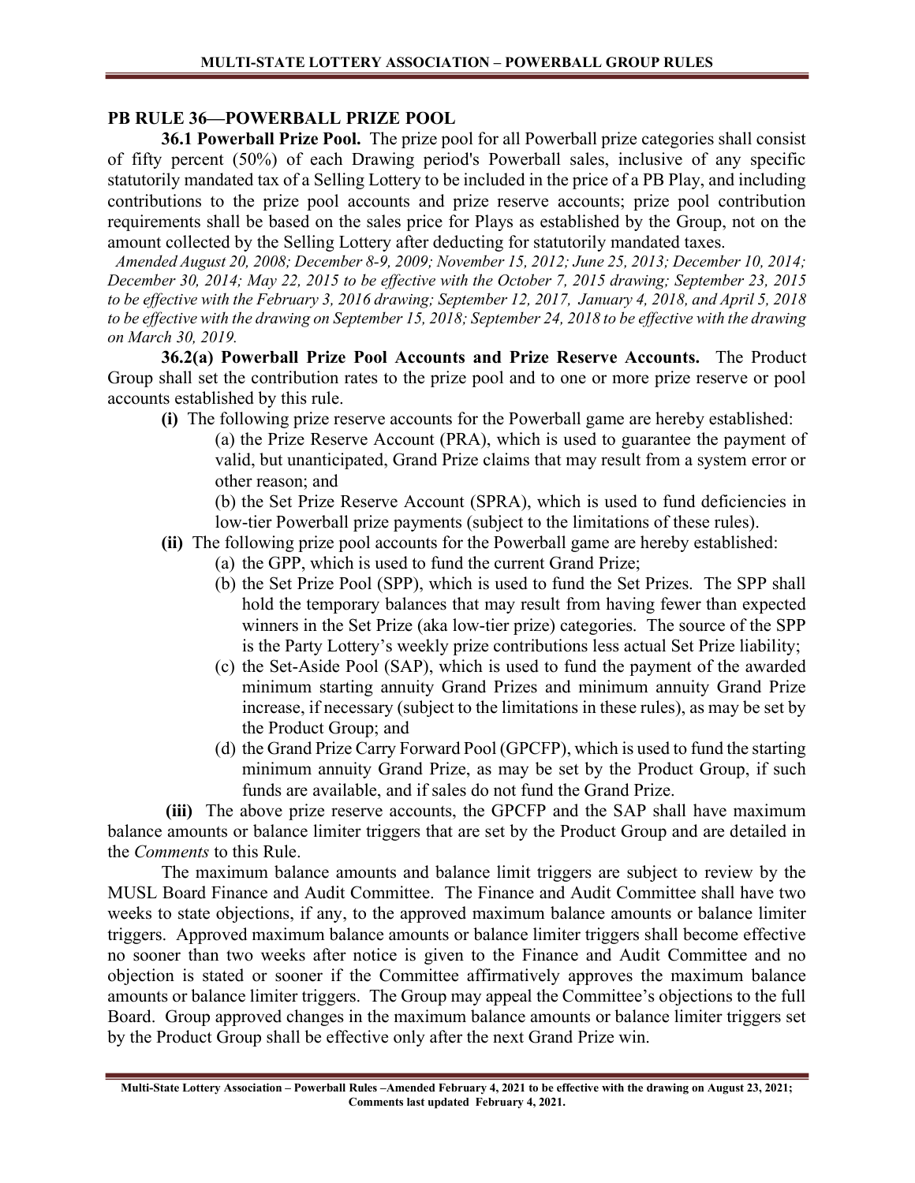## PB RULE 36—POWERBALL PRIZE POOL

**36.1 Powerball Prize Pool.** The prize pool for all Powerball prize categories shall consist of fifty percent (50%) of each Drawing period's Powerball sales, inclusive of any specific statutorily mandated tax of a Selling Lottery to be included in the price of a PB Play, and including contributions to the prize pool accounts and prize reserve accounts; prize pool contribution requirements shall be based on the sales price for Plays as established by the Group, not on the amount collected by the Selling Lottery after deducting for statutorily mandated taxes.

*Amended August 20, 2008; December 8-9, 2009; November 15, 2012; June 25, 2013; December 10, 2014; December 30, 2014; May 22, 2015 to be effective with the October 7, 2015 drawing; September 23, 2015 to be effective with the February 3, 2016 drawing; September 12, 2017, January 4, 2018, and April 5, 2018 to be effective with the drawing on September 15, 2018; September 24, 2018 to be effective with the drawing on March 30, 2019.*

**36.2(a) Powerball Prize Pool Accounts and Prize Reserve Accounts.** The Product Group shall set the contribution rates to the prize pool and to one or more prize reserve or pool accounts established by this rule.

**(i)** The following prize reserve accounts for the Powerball game are hereby established:

(a) the Prize Reserve Account (PRA), which is used to guarantee the payment of valid, but unanticipated, Grand Prize claims that may result from a system error or other reason; and

(b) the Set Prize Reserve Account (SPRA), which is used to fund deficiencies in low-tier Powerball prize payments (subject to the limitations of these rules).

**(ii)** The following prize pool accounts for the Powerball game are hereby established:

(a) the GPP, which is used to fund the current Grand Prize;

(b) the Set Prize Pool (SPP), which is used to fund the Set Prizes. The SPP shall hold the temporary balances that may result from having fewer than expected winners in the Set Prize (aka low-tier prize) categories. The source of the SPP is the Party Lottery's weekly prize contributions less actual Set Prize liability;

(c) the Set-Aside Pool (SAP), which is used to fund the payment of the awarded minimum starting annuity Grand Prizes and minimum annuity Grand Prize increase, if necessary (subject to the limitations in these rules), as may be set by the Product Group; and

(d) the Grand Prize Carry Forward Pool (GPCFP), which is used to fund the starting minimum annuity Grand Prize, as may be set by the Product Group, if such funds are available, and if sales do not fund the Grand Prize.

**(iii)** The above prize reserve accounts, the GPCFP and the SAP shall have maximum balance amounts or balance limiter triggers that are set by the Product Group and are detailed in the *Comments* to this Rule.

The maximum balance amounts and balance limit triggers are subject to review by the MUSL Board Finance and Audit Committee. The Finance and Audit Committee shall have two weeks to state objections, if any, to the approved maximum balance amounts or balance limiter triggers. Approved maximum balance amounts or balance limiter triggers shall become effective no sooner than two weeks after notice is given to the Finance and Audit Committee and no objection is stated or sooner if the Committee affirmatively approves the maximum balance amounts or balance limiter triggers. The Group may appeal the Committee's objections to the full Board. Group approved changes in the maximum balance amounts or balance limiter triggers set by the Product Group shall be effective only after the next Grand Prize win.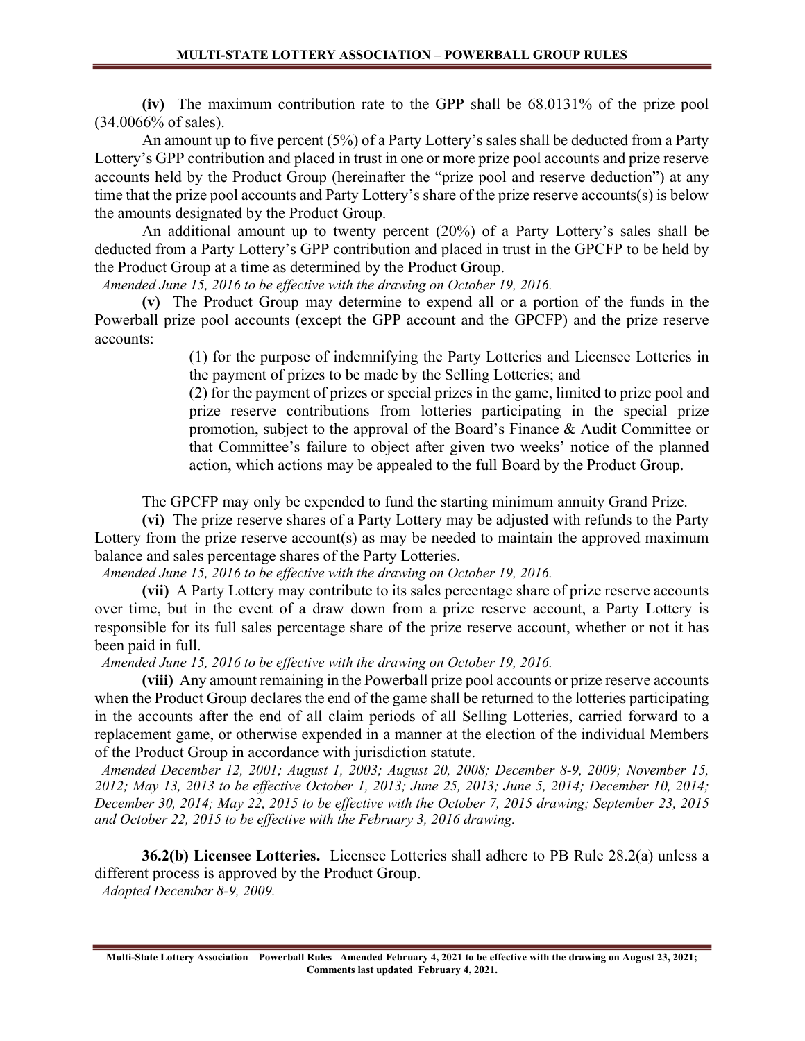**(iv)** The maximum contribution rate to the GPP shall be 68.0131% of the prize pool (34.0066% of sales).

An amount up to five percent (5%) of a Party Lottery's sales shall be deducted from a Party Lottery's GPP contribution and placed in trust in one or more prize pool accounts and prize reserve accounts held by the Product Group (hereinafter the "prize pool and reserve deduction") at any time that the prize pool accounts and Party Lottery's share of the prize reserve accounts(s) is below the amounts designated by the Product Group.

An additional amount up to twenty percent (20%) of a Party Lottery's sales shall be deducted from a Party Lottery's GPP contribution and placed in trust in the GPCFP to be held by the Product Group at a time as determined by the Product Group.

*Amended June 15, 2016 to be effective with the drawing on October 19, 2016.*

**(v)** The Product Group may determine to expend all or a portion of the funds in the Powerball prize pool accounts (except the GPP account and the GPCFP) and the prize reserve accounts:

> (1) for the purpose of indemnifying the Party Lotteries and Licensee Lotteries in the payment of prizes to be made by the Selling Lotteries; and
>
> (2) for the payment of prizes or special prizes in the game, limited to prize pool and prize reserve contributions from lotteries participating in the special prize promotion, subject to the approval of the Board's Finance & Audit Committee or that Committee's failure to object after given two weeks' notice of the planned action, which actions may be appealed to the full Board by the Product Group.

The GPCFP may only be expended to fund the starting minimum annuity Grand Prize.

**(vi)** The prize reserve shares of a Party Lottery may be adjusted with refunds to the Party Lottery from the prize reserve account(s) as may be needed to maintain the approved maximum balance and sales percentage shares of the Party Lotteries.

*Amended June 15, 2016 to be effective with the drawing on October 19, 2016.*

**(vii)** A Party Lottery may contribute to its sales percentage share of prize reserve accounts over time, but in the event of a draw down from a prize reserve account, a Party Lottery is responsible for its full sales percentage share of the prize reserve account, whether or not it has been paid in full.

*Amended June 15, 2016 to be effective with the drawing on October 19, 2016.*

**(viii)** Any amount remaining in the Powerball prize pool accounts or prize reserve accounts when the Product Group declares the end of the game shall be returned to the lotteries participating in the accounts after the end of all claim periods of all Selling Lotteries, carried forward to a replacement game, or otherwise expended in a manner at the election of the individual Members of the Product Group in accordance with jurisdiction statute.

*Amended December 12, 2001; August 1, 2003; August 20, 2008; December 8-9, 2009; November 15, 2012; May 13, 2013 to be effective October 1, 2013; June 25, 2013; June 5, 2014; December 10, 2014; December 30, 2014; May 22, 2015 to be effective with the October 7, 2015 drawing; September 23, 2015 and October 22, 2015 to be effective with the February 3, 2016 drawing.*

**36.2(b) Licensee Lotteries.** Licensee Lotteries shall adhere to PB Rule 28.2(a) unless a different process is approved by the Product Group.

*Adopted December 8-9, 2009.*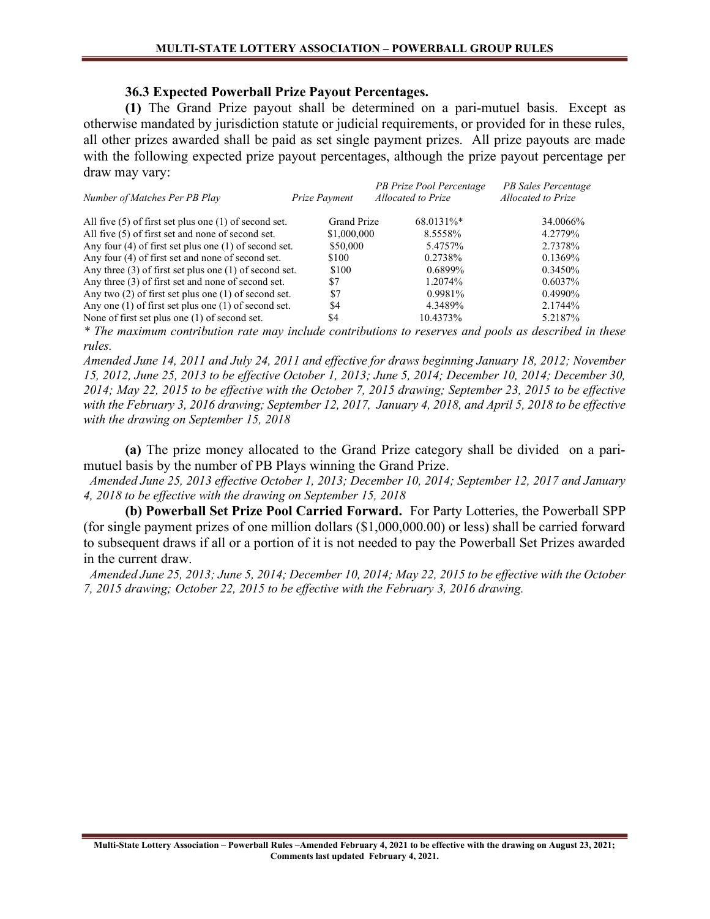### 36.3 Expected Powerball Prize Payout Percentages.

**(1)** The Grand Prize payout shall be determined on a pari-mutuel basis. Except as otherwise mandated by jurisdiction statute or judicial requirements, or provided for in these rules, all other prizes awarded shall be paid as set single payment prizes. All prize payouts are made with the following expected prize payout percentages, although the prize payout percentage per draw may vary:

| *Number of Matches Per PB Play* | *Prize Payment* | *PB Prize Pool Percentage Allocated to Prize* | *PB Sales Percentage Allocated to Prize* |
|---|---|---|---|
| All five (5) of first set plus one (1) of second set. | Grand Prize | 68.0131%* | 34.0066% |
| All five (5) of first set and none of second set. | $1,000,000 | 8.5558% | 4.2779% |
| Any four (4) of first set plus one (1) of second set. | $50,000 | 5.4757% | 2.7378% |
| Any four (4) of first set and none of second set. | $100 | 0.2738% | 0.1369% |
| Any three (3) of first set plus one (1) of second set. | $100 | 0.6899% | 0.3450% |
| Any three (3) of first set and none of second set. | $7 | 1.2074% | 0.6037% |
| Any two (2) of first set plus one (1) of second set. | $7 | 0.9981% | 0.4990% |
| Any one (1) of first set plus one (1) of second set. | $4 | 4.3489% | 2.1744% |
| None of first set plus one (1) of second set. | $4 | 10.4373% | 5.2187% |

*\* The maximum contribution rate may include contributions to reserves and pools as described in these rules.*

*Amended June 14, 2011 and July 24, 2011 and effective for draws beginning January 18, 2012; November 15, 2012, June 25, 2013 to be effective October 1, 2013; June 5, 2014; December 10, 2014; December 30, 2014; May 22, 2015 to be effective with the October 7, 2015 drawing; September 23, 2015 to be effective with the February 3, 2016 drawing; September 12, 2017, January 4, 2018, and April 5, 2018 to be effective with the drawing on September 15, 2018*

**(a)** The prize money allocated to the Grand Prize category shall be divided on a pari-mutuel basis by the number of PB Plays winning the Grand Prize.

*Amended June 25, 2013 effective October 1, 2013; December 10, 2014; September 12, 2017 and January 4, 2018 to be effective with the drawing on September 15, 2018*

**(b) Powerball Set Prize Pool Carried Forward.** For Party Lotteries, the Powerball SPP (for single payment prizes of one million dollars ($1,000,000.00) or less) shall be carried forward to subsequent draws if all or a portion of it is not needed to pay the Powerball Set Prizes awarded in the current draw.

*Amended June 25, 2013; June 5, 2014; December 10, 2014; May 22, 2015 to be effective with the October 7, 2015 drawing; October 22, 2015 to be effective with the February 3, 2016 drawing.*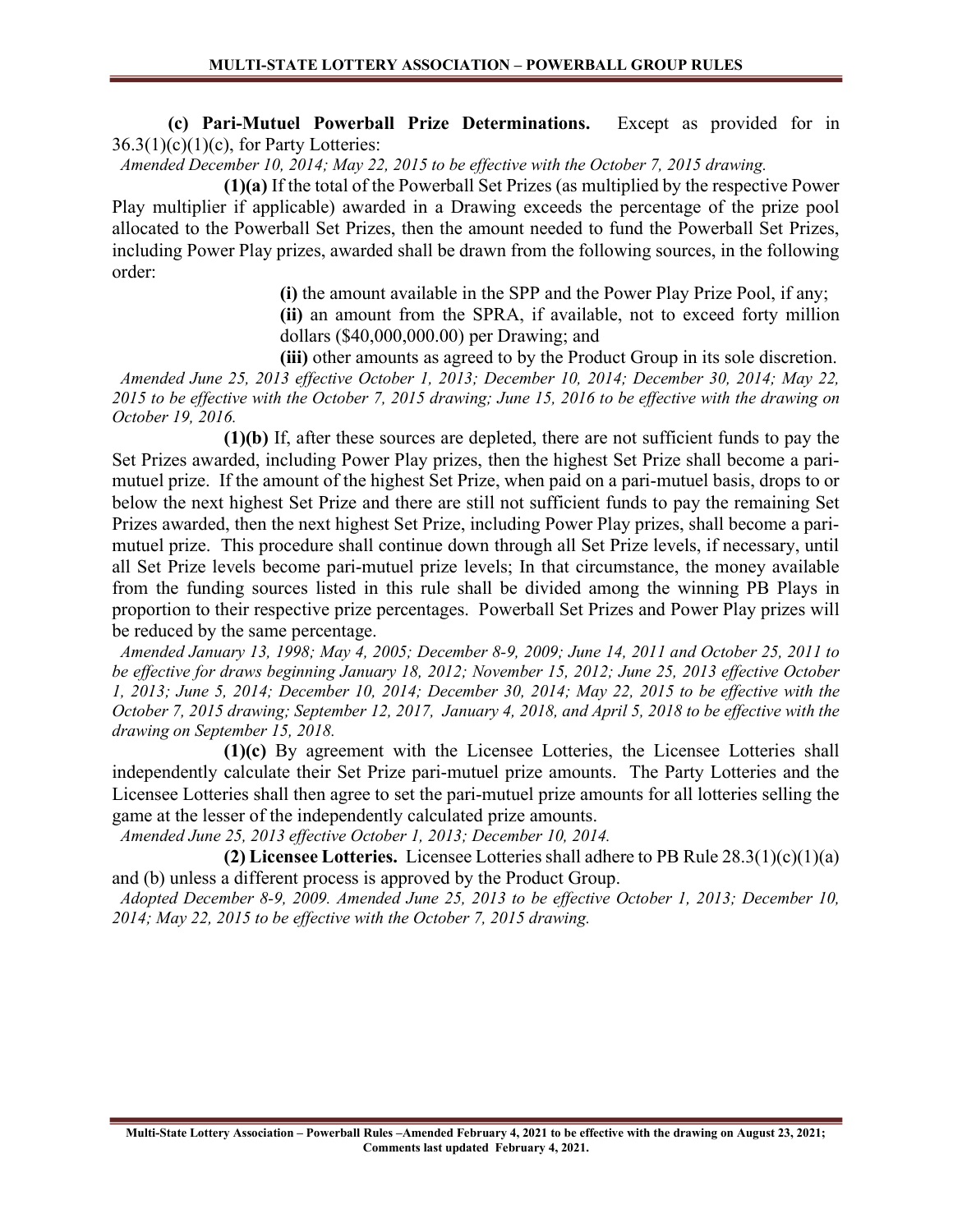**(c) Pari-Mutuel Powerball Prize Determinations.** Except as provided for in 36.3(1)(c)(1)(c), for Party Lotteries:

*Amended December 10, 2014; May 22, 2015 to be effective with the October 7, 2015 drawing.*

**(1)(a)** If the total of the Powerball Set Prizes (as multiplied by the respective Power Play multiplier if applicable) awarded in a Drawing exceeds the percentage of the prize pool allocated to the Powerball Set Prizes, then the amount needed to fund the Powerball Set Prizes, including Power Play prizes, awarded shall be drawn from the following sources, in the following order:

**(i)** the amount available in the SPP and the Power Play Prize Pool, if any;

**(ii)** an amount from the SPRA, if available, not to exceed forty million dollars ($40,000,000.00) per Drawing; and

**(iii)** other amounts as agreed to by the Product Group in its sole discretion.

*Amended June 25, 2013 effective October 1, 2013; December 10, 2014; December 30, 2014; May 22, 2015 to be effective with the October 7, 2015 drawing; June 15, 2016 to be effective with the drawing on October 19, 2016.*

**(1)(b)** If, after these sources are depleted, there are not sufficient funds to pay the Set Prizes awarded, including Power Play prizes, then the highest Set Prize shall become a pari-mutuel prize. If the amount of the highest Set Prize, when paid on a pari-mutuel basis, drops to or below the next highest Set Prize and there are still not sufficient funds to pay the remaining Set Prizes awarded, then the next highest Set Prize, including Power Play prizes, shall become a pari-mutuel prize. This procedure shall continue down through all Set Prize levels, if necessary, until all Set Prize levels become pari-mutuel prize levels; In that circumstance, the money available from the funding sources listed in this rule shall be divided among the winning PB Plays in proportion to their respective prize percentages. Powerball Set Prizes and Power Play prizes will be reduced by the same percentage.

*Amended January 13, 1998; May 4, 2005; December 8-9, 2009; June 14, 2011 and October 25, 2011 to be effective for draws beginning January 18, 2012; November 15, 2012; June 25, 2013 effective October 1, 2013; June 5, 2014; December 10, 2014; December 30, 2014; May 22, 2015 to be effective with the October 7, 2015 drawing; September 12, 2017, January 4, 2018, and April 5, 2018 to be effective with the drawing on September 15, 2018.*

**(1)(c)** By agreement with the Licensee Lotteries, the Licensee Lotteries shall independently calculate their Set Prize pari-mutuel prize amounts. The Party Lotteries and the Licensee Lotteries shall then agree to set the pari-mutuel prize amounts for all lotteries selling the game at the lesser of the independently calculated prize amounts.

*Amended June 25, 2013 effective October 1, 2013; December 10, 2014.*

**(2) Licensee Lotteries.** Licensee Lotteries shall adhere to PB Rule 28.3(1)(c)(1)(a) and (b) unless a different process is approved by the Product Group.

*Adopted December 8-9, 2009. Amended June 25, 2013 to be effective October 1, 2013; December 10, 2014; May 22, 2015 to be effective with the October 7, 2015 drawing.*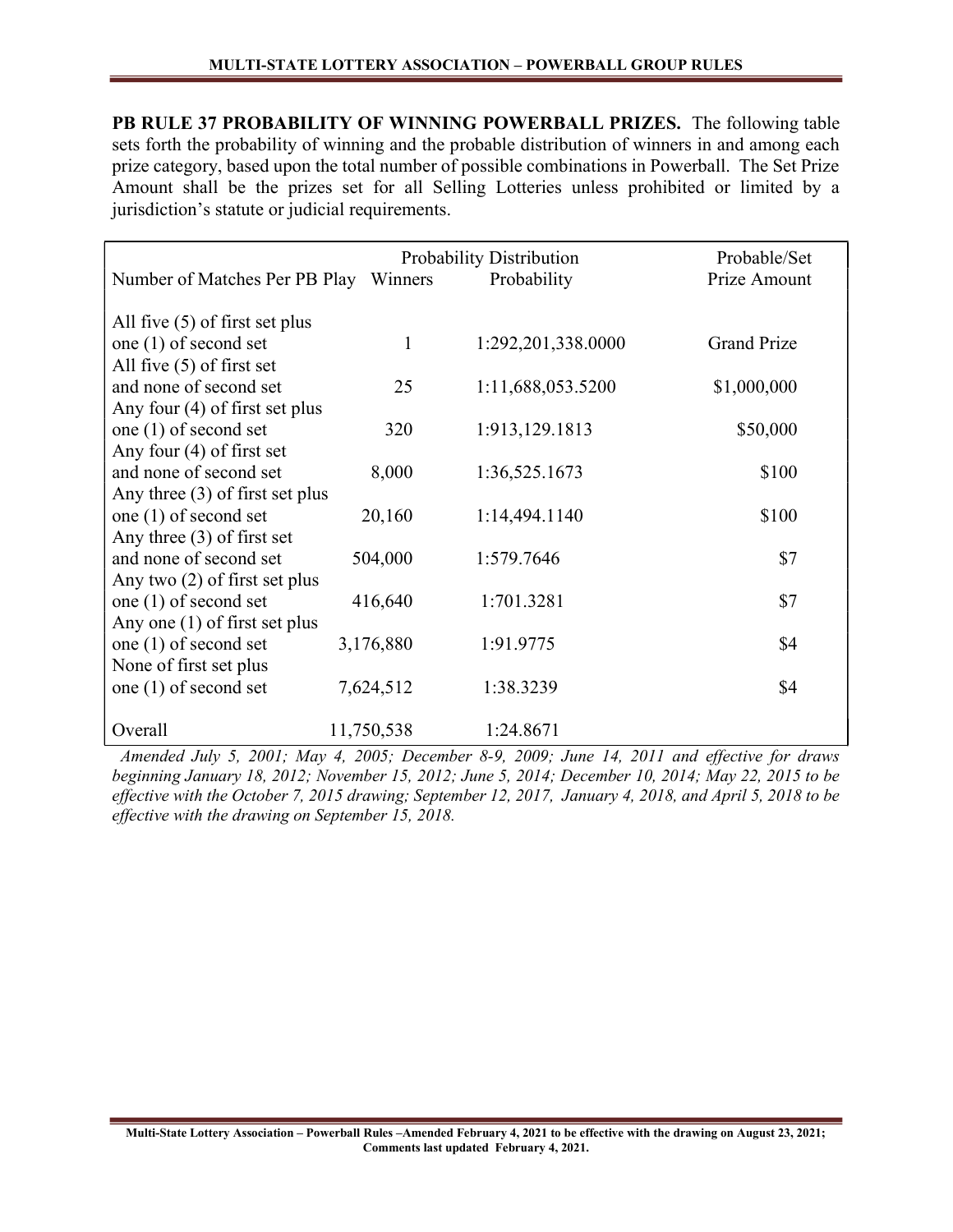**PB RULE 37 PROBABILITY OF WINNING POWERBALL PRIZES.** The following table sets forth the probability of winning and the probable distribution of winners in and among each prize category, based upon the total number of possible combinations in Powerball. The Set Prize Amount shall be the prizes set for all Selling Lotteries unless prohibited or limited by a jurisdiction's statute or judicial requirements.

| | Probability Distribution | | Probable/Set |
|---|---|---|---|
| Number of Matches Per PB Play | Winners | Probability | Prize Amount |
| All five (5) of first set plus one (1) of second set | 1 | 1:292,201,338.0000 | Grand Prize |
| All five (5) of first set and none of second set | 25 | 1:11,688,053.5200 | $1,000,000 |
| Any four (4) of first set plus one (1) of second set | 320 | 1:913,129.1813 | $50,000 |
| Any four (4) of first set and none of second set | 8,000 | 1:36,525.1673 | $100 |
| Any three (3) of first set plus one (1) of second set | 20,160 | 1:14,494.1140 | $100 |
| Any three (3) of first set and none of second set | 504,000 | 1:579.7646 | $7 |
| Any two (2) of first set plus one (1) of second set | 416,640 | 1:701.3281 | $7 |
| Any one (1) of first set plus one (1) of second set | 3,176,880 | 1:91.9775 | $4 |
| None of first set plus one (1) of second set | 7,624,512 | 1:38.3239 | $4 |
| Overall | 11,750,538 | 1:24.8671 | |

*Amended July 5, 2001; May 4, 2005; December 8-9, 2009; June 14, 2011 and effective for draws beginning January 18, 2012; November 15, 2012; June 5, 2014; December 10, 2014; May 22, 2015 to be effective with the October 7, 2015 drawing; September 12, 2017, January 4, 2018, and April 5, 2018 to be effective with the drawing on September 15, 2018.*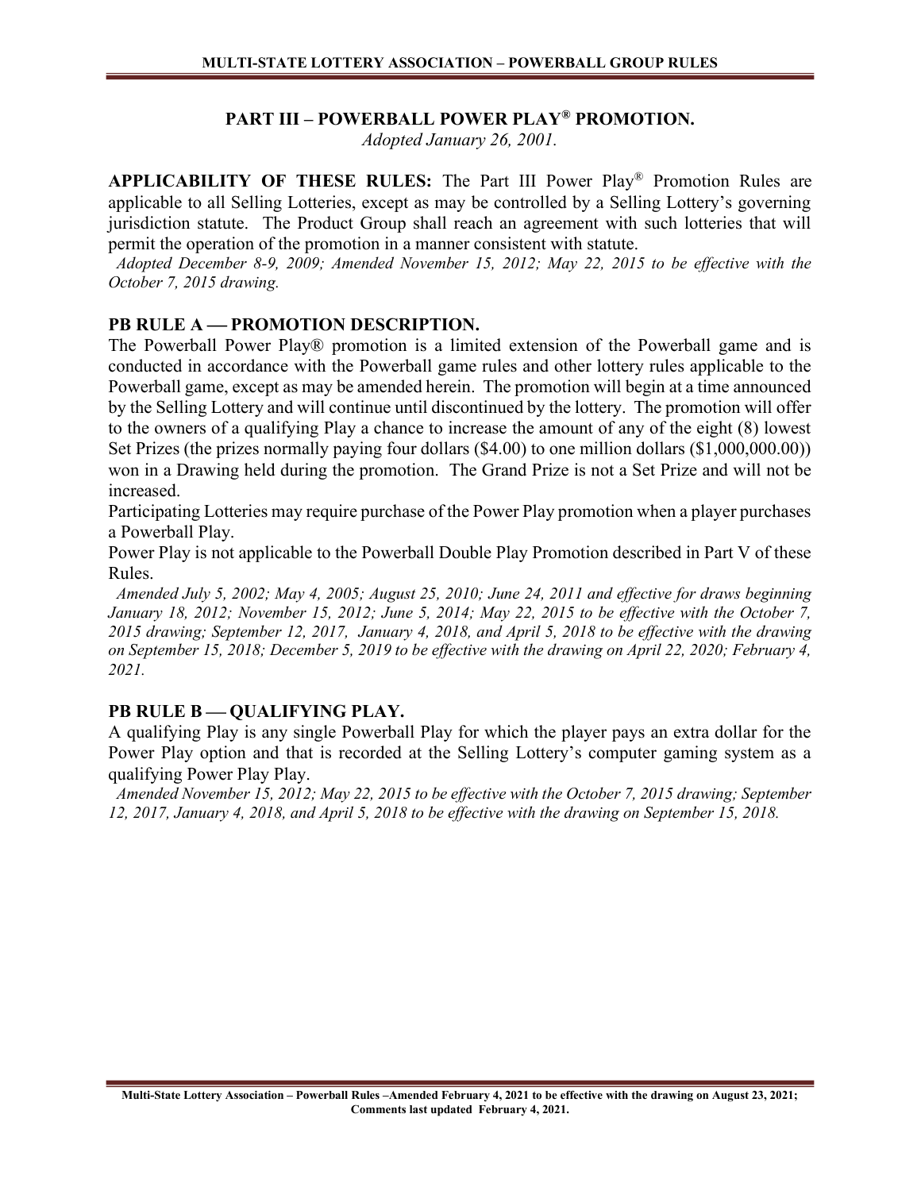## PART III – POWERBALL POWER PLAY® PROMOTION.

*Adopted January 26, 2001.*

**APPLICABILITY OF THESE RULES:** The Part III Power Play® Promotion Rules are applicable to all Selling Lotteries, except as may be controlled by a Selling Lottery's governing jurisdiction statute. The Product Group shall reach an agreement with such lotteries that will permit the operation of the promotion in a manner consistent with statute.

*Adopted December 8-9, 2009; Amended November 15, 2012; May 22, 2015 to be effective with the October 7, 2015 drawing.*

### PB RULE A — PROMOTION DESCRIPTION.

The Powerball Power Play® promotion is a limited extension of the Powerball game and is conducted in accordance with the Powerball game rules and other lottery rules applicable to the Powerball game, except as may be amended herein. The promotion will begin at a time announced by the Selling Lottery and will continue until discontinued by the lottery. The promotion will offer to the owners of a qualifying Play a chance to increase the amount of any of the eight (8) lowest Set Prizes (the prizes normally paying four dollars ($4.00) to one million dollars ($1,000,000.00)) won in a Drawing held during the promotion. The Grand Prize is not a Set Prize and will not be increased.

Participating Lotteries may require purchase of the Power Play promotion when a player purchases a Powerball Play.

Power Play is not applicable to the Powerball Double Play Promotion described in Part V of these Rules.

*Amended July 5, 2002; May 4, 2005; August 25, 2010; June 24, 2011 and effective for draws beginning January 18, 2012; November 15, 2012; June 5, 2014; May 22, 2015 to be effective with the October 7, 2015 drawing; September 12, 2017, January 4, 2018, and April 5, 2018 to be effective with the drawing on September 15, 2018; December 5, 2019 to be effective with the drawing on April 22, 2020; February 4, 2021.*

### PB RULE B — QUALIFYING PLAY.

A qualifying Play is any single Powerball Play for which the player pays an extra dollar for the Power Play option and that is recorded at the Selling Lottery's computer gaming system as a qualifying Power Play Play.

*Amended November 15, 2012; May 22, 2015 to be effective with the October 7, 2015 drawing; September 12, 2017, January 4, 2018, and April 5, 2018 to be effective with the drawing on September 15, 2018.*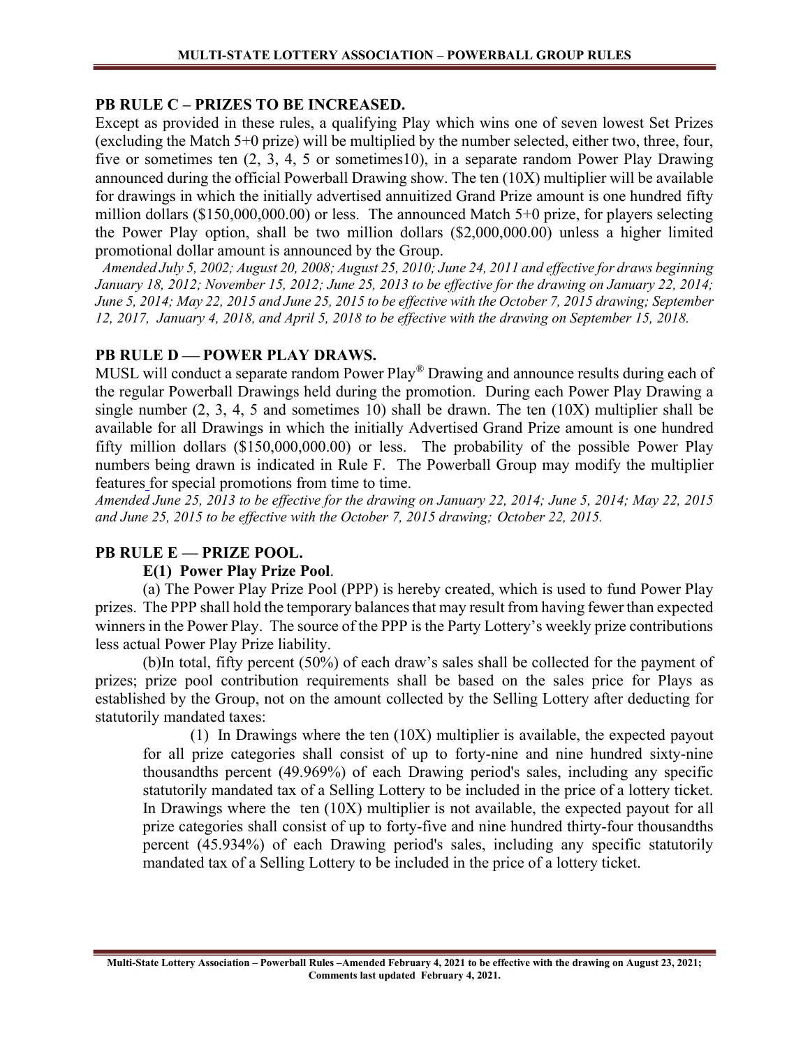## PB RULE C – PRIZES TO BE INCREASED.

Except as provided in these rules, a qualifying Play which wins one of seven lowest Set Prizes (excluding the Match 5+0 prize) will be multiplied by the number selected, either two, three, four, five or sometimes ten (2, 3, 4, 5 or sometimes10), in a separate random Power Play Drawing announced during the official Powerball Drawing show. The ten (10X) multiplier will be available for drawings in which the initially advertised annuitized Grand Prize amount is one hundred fifty million dollars ($150,000,000.00) or less. The announced Match 5+0 prize, for players selecting the Power Play option, shall be two million dollars ($2,000,000.00) unless a higher limited promotional dollar amount is announced by the Group.

*Amended July 5, 2002; August 20, 2008; August 25, 2010; June 24, 2011 and effective for draws beginning January 18, 2012; November 15, 2012; June 25, 2013 to be effective for the drawing on January 22, 2014; June 5, 2014; May 22, 2015 and June 25, 2015 to be effective with the October 7, 2015 drawing; September 12, 2017, January 4, 2018, and April 5, 2018 to be effective with the drawing on September 15, 2018.*

## PB RULE D — POWER PLAY DRAWS.

MUSL will conduct a separate random Power Play® Drawing and announce results during each of the regular Powerball Drawings held during the promotion. During each Power Play Drawing a single number (2, 3, 4, 5 and sometimes 10) shall be drawn. The ten (10X) multiplier shall be available for all Drawings in which the initially Advertised Grand Prize amount is one hundred fifty million dollars ($150,000,000.00) or less. The probability of the possible Power Play numbers being drawn is indicated in Rule F. The Powerball Group may modify the multiplier features for special promotions from time to time.

*Amended June 25, 2013 to be effective for the drawing on January 22, 2014; June 5, 2014; May 22, 2015 and June 25, 2015 to be effective with the October 7, 2015 drawing; October 22, 2015.*

## PB RULE E — PRIZE POOL.

### E(1) Power Play Prize Pool.

(a) The Power Play Prize Pool (PPP) is hereby created, which is used to fund Power Play prizes. The PPP shall hold the temporary balances that may result from having fewer than expected winners in the Power Play. The source of the PPP is the Party Lottery's weekly prize contributions less actual Power Play Prize liability.

(b)In total, fifty percent (50%) of each draw's sales shall be collected for the payment of prizes; prize pool contribution requirements shall be based on the sales price for Plays as established by the Group, not on the amount collected by the Selling Lottery after deducting for statutorily mandated taxes:

(1) In Drawings where the ten (10X) multiplier is available, the expected payout for all prize categories shall consist of up to forty-nine and nine hundred sixty-nine thousandths percent (49.969%) of each Drawing period's sales, including any specific statutorily mandated tax of a Selling Lottery to be included in the price of a lottery ticket. In Drawings where the ten (10X) multiplier is not available, the expected payout for all prize categories shall consist of up to forty-five and nine hundred thirty-four thousandths percent (45.934%) of each Drawing period's sales, including any specific statutorily mandated tax of a Selling Lottery to be included in the price of a lottery ticket.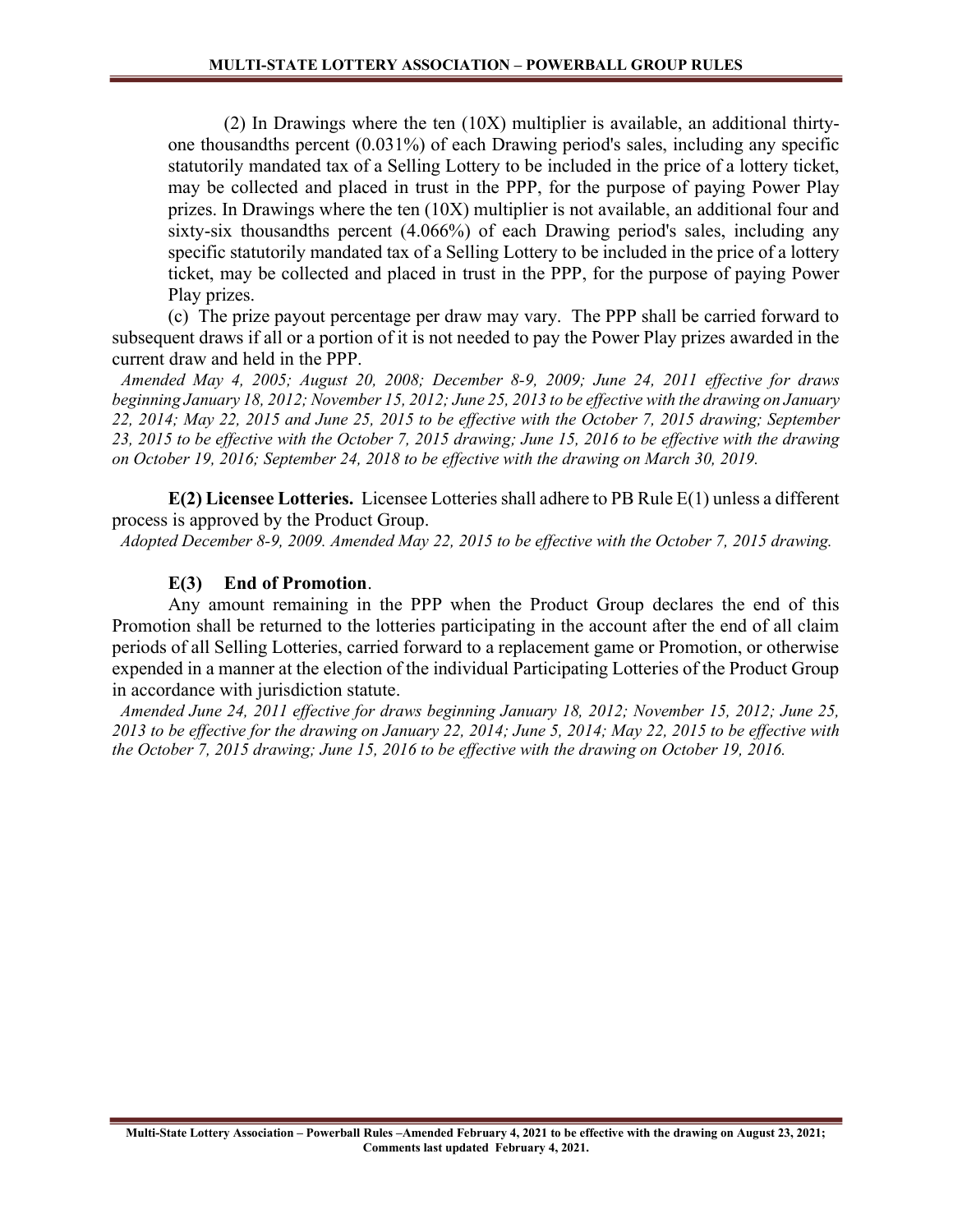(2) In Drawings where the ten (10X) multiplier is available, an additional thirty-one thousandths percent (0.031%) of each Drawing period's sales, including any specific statutorily mandated tax of a Selling Lottery to be included in the price of a lottery ticket, may be collected and placed in trust in the PPP, for the purpose of paying Power Play prizes. In Drawings where the ten (10X) multiplier is not available, an additional four and sixty-six thousandths percent (4.066%) of each Drawing period's sales, including any specific statutorily mandated tax of a Selling Lottery to be included in the price of a lottery ticket, may be collected and placed in trust in the PPP, for the purpose of paying Power Play prizes.

(c) The prize payout percentage per draw may vary. The PPP shall be carried forward to subsequent draws if all or a portion of it is not needed to pay the Power Play prizes awarded in the current draw and held in the PPP.

*Amended May 4, 2005; August 20, 2008; December 8-9, 2009; June 24, 2011 effective for draws beginning January 18, 2012; November 15, 2012; June 25, 2013 to be effective with the drawing on January 22, 2014; May 22, 2015 and June 25, 2015 to be effective with the October 7, 2015 drawing; September 23, 2015 to be effective with the October 7, 2015 drawing; June 15, 2016 to be effective with the drawing on October 19, 2016; September 24, 2018 to be effective with the drawing on March 30, 2019.*

**E(2) Licensee Lotteries.** Licensee Lotteries shall adhere to PB Rule E(1) unless a different process is approved by the Product Group.

*Adopted December 8-9, 2009. Amended May 22, 2015 to be effective with the October 7, 2015 drawing.*

**E(3) End of Promotion**.

Any amount remaining in the PPP when the Product Group declares the end of this Promotion shall be returned to the lotteries participating in the account after the end of all claim periods of all Selling Lotteries, carried forward to a replacement game or Promotion, or otherwise expended in a manner at the election of the individual Participating Lotteries of the Product Group in accordance with jurisdiction statute.

*Amended June 24, 2011 effective for draws beginning January 18, 2012; November 15, 2012; June 25, 2013 to be effective for the drawing on January 22, 2014; June 5, 2014; May 22, 2015 to be effective with the October 7, 2015 drawing; June 15, 2016 to be effective with the drawing on October 19, 2016.*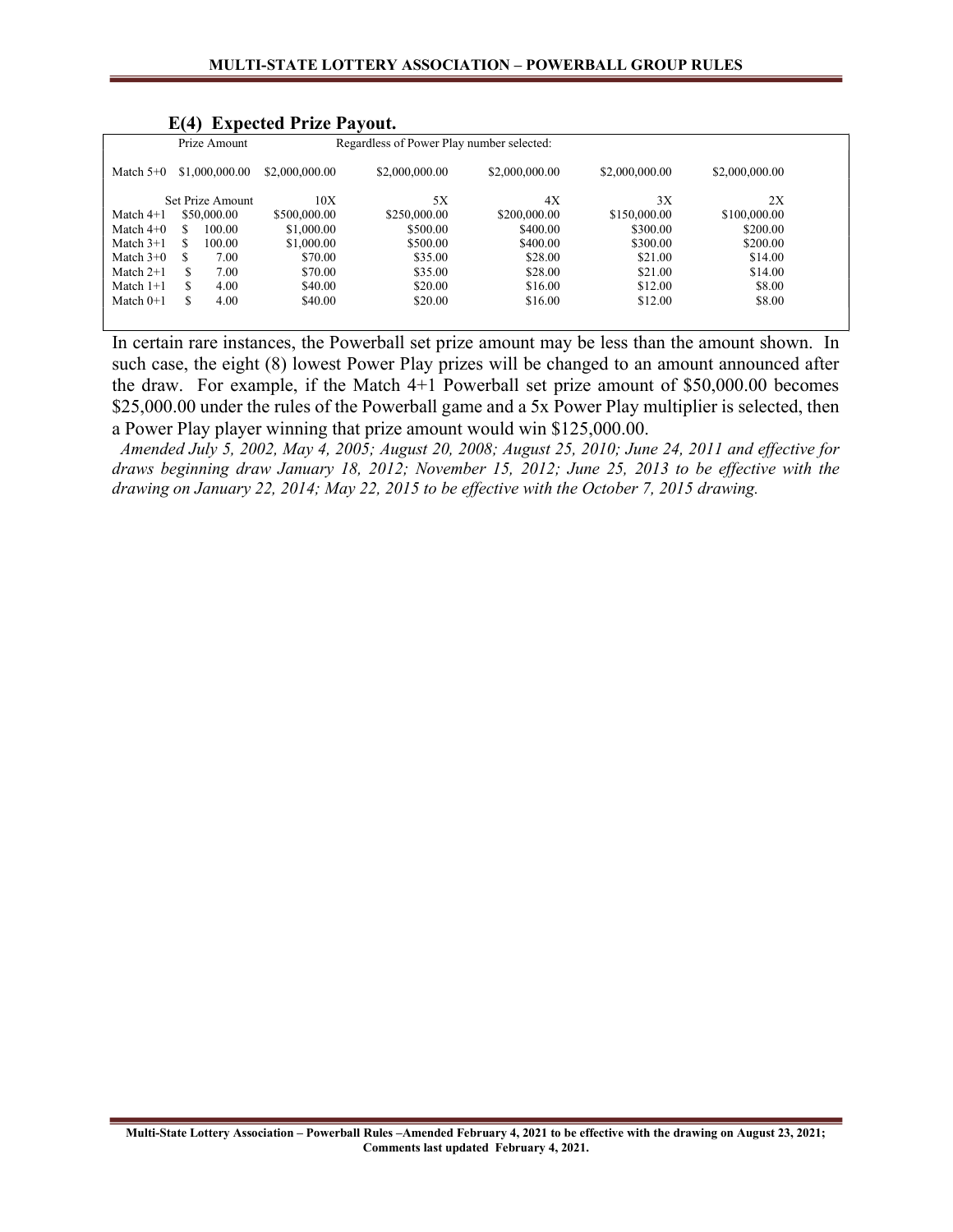### E(4) Expected Prize Payout.

| | Prize Amount | Regardless of Power Play number selected: | | | | |
|---|---|---|---|---|---|---|
| Match 5+0 | $1,000,000.00 | $2,000,000.00 | $2,000,000.00 | $2,000,000.00 | $2,000,000.00 | $2,000,000.00 |
| | Set Prize Amount | 10X | 5X | 4X | 3X | 2X |
| Match 4+1 | $50,000.00 | $500,000.00 | $250,000.00 | $200,000.00 | $150,000.00 | $100,000.00 |
| Match 4+0 | $ 100.00 | $1,000.00 | $500.00 | $400.00 | $300.00 | $200.00 |
| Match 3+1 | $ 100.00 | $1,000.00 | $500.00 | $400.00 | $300.00 | $200.00 |
| Match 3+0 | $ 7.00 | $70.00 | $35.00 | $28.00 | $21.00 | $14.00 |
| Match 2+1 | $ 7.00 | $70.00 | $35.00 | $28.00 | $21.00 | $14.00 |
| Match 1+1 | $ 4.00 | $40.00 | $20.00 | $16.00 | $12.00 | $8.00 |
| Match 0+1 | $ 4.00 | $40.00 | $20.00 | $16.00 | $12.00 | $8.00 |

In certain rare instances, the Powerball set prize amount may be less than the amount shown. In such case, the eight (8) lowest Power Play prizes will be changed to an amount announced after the draw. For example, if the Match 4+1 Powerball set prize amount of $50,000.00 becomes $25,000.00 under the rules of the Powerball game and a 5x Power Play multiplier is selected, then a Power Play player winning that prize amount would win $125,000.00.

*Amended July 5, 2002, May 4, 2005; August 20, 2008; August 25, 2010; June 24, 2011 and effective for draws beginning draw January 18, 2012; November 15, 2012; June 25, 2013 to be effective with the drawing on January 22, 2014; May 22, 2015 to be effective with the October 7, 2015 drawing.*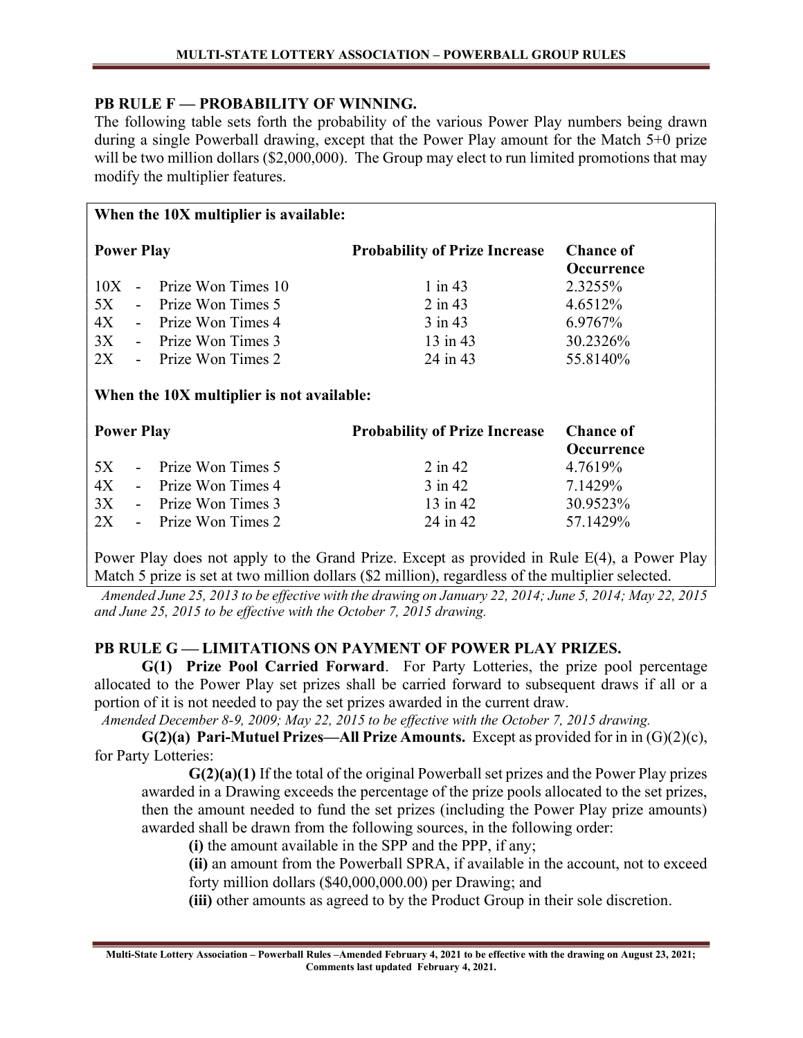## PB RULE F — PROBABILITY OF WINNING.

The following table sets forth the probability of the various Power Play numbers being drawn during a single Powerball drawing, except that the Power Play amount for the Match 5+0 prize will be two million dollars ($2,000,000). The Group may elect to run limited promotions that may modify the multiplier features.

**When the 10X multiplier is available:**

| Power Play | Probability of Prize Increase | Chance of Occurrence |
|---|---|---|
| 10X - Prize Won Times 10 | 1 in 43 | 2.3255% |
| 5X - Prize Won Times 5 | 2 in 43 | 4.6512% |
| 4X - Prize Won Times 4 | 3 in 43 | 6.9767% |
| 3X - Prize Won Times 3 | 13 in 43 | 30.2326% |
| 2X - Prize Won Times 2 | 24 in 43 | 55.8140% |

**When the 10X multiplier is not available:**

| Power Play | Probability of Prize Increase | Chance of Occurrence |
|---|---|---|
| 5X - Prize Won Times 5 | 2 in 42 | 4.7619% |
| 4X - Prize Won Times 4 | 3 in 42 | 7.1429% |
| 3X - Prize Won Times 3 | 13 in 42 | 30.9523% |
| 2X - Prize Won Times 2 | 24 in 42 | 57.1429% |

Power Play does not apply to the Grand Prize. Except as provided in Rule E(4), a Power Play Match 5 prize is set at two million dollars ($2 million), regardless of the multiplier selected.

*Amended June 25, 2013 to be effective with the drawing on January 22, 2014; June 5, 2014; May 22, 2015 and June 25, 2015 to be effective with the October 7, 2015 drawing.*

## PB RULE G — LIMITATIONS ON PAYMENT OF POWER PLAY PRIZES.

**G(1) Prize Pool Carried Forward**. For Party Lotteries, the prize pool percentage allocated to the Power Play set prizes shall be carried forward to subsequent draws if all or a portion of it is not needed to pay the set prizes awarded in the current draw.

*Amended December 8-9, 2009; May 22, 2015 to be effective with the October 7, 2015 drawing.*

**G(2)(a) Pari-Mutuel Prizes—All Prize Amounts.** Except as provided for in in (G)(2)(c), for Party Lotteries:

**G(2)(a)(1)** If the total of the original Powerball set prizes and the Power Play prizes awarded in a Drawing exceeds the percentage of the prize pools allocated to the set prizes, then the amount needed to fund the set prizes (including the Power Play prize amounts) awarded shall be drawn from the following sources, in the following order:

**(i)** the amount available in the SPP and the PPP, if any;

**(ii)** an amount from the Powerball SPRA, if available in the account, not to exceed forty million dollars ($40,000,000.00) per Drawing; and

**(iii)** other amounts as agreed to by the Product Group in their sole discretion.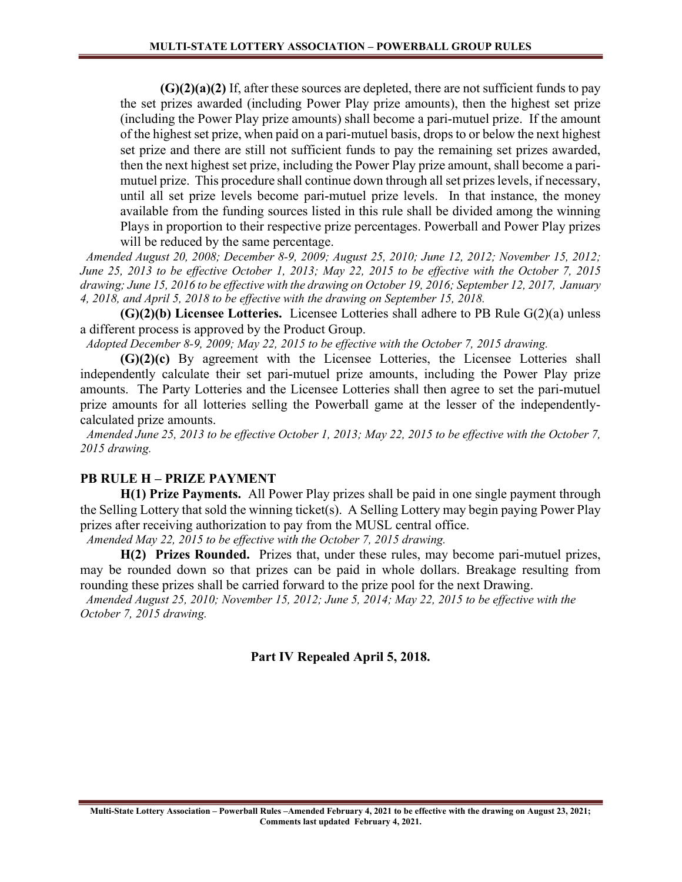**(G)(2)(a)(2)** If, after these sources are depleted, there are not sufficient funds to pay the set prizes awarded (including Power Play prize amounts), then the highest set prize (including the Power Play prize amounts) shall become a pari-mutuel prize. If the amount of the highest set prize, when paid on a pari-mutuel basis, drops to or below the next highest set prize and there are still not sufficient funds to pay the remaining set prizes awarded, then the next highest set prize, including the Power Play prize amount, shall become a pari-mutuel prize. This procedure shall continue down through all set prizes levels, if necessary, until all set prize levels become pari-mutuel prize levels. In that instance, the money available from the funding sources listed in this rule shall be divided among the winning Plays in proportion to their respective prize percentages. Powerball and Power Play prizes will be reduced by the same percentage.

*Amended August 20, 2008; December 8-9, 2009; August 25, 2010; June 12, 2012; November 15, 2012; June 25, 2013 to be effective October 1, 2013; May 22, 2015 to be effective with the October 7, 2015 drawing; June 15, 2016 to be effective with the drawing on October 19, 2016; September 12, 2017, January 4, 2018, and April 5, 2018 to be effective with the drawing on September 15, 2018.*

**(G)(2)(b) Licensee Lotteries.** Licensee Lotteries shall adhere to PB Rule G(2)(a) unless a different process is approved by the Product Group.

*Adopted December 8-9, 2009; May 22, 2015 to be effective with the October 7, 2015 drawing.*

**(G)(2)(c)** By agreement with the Licensee Lotteries, the Licensee Lotteries shall independently calculate their set pari-mutuel prize amounts, including the Power Play prize amounts. The Party Lotteries and the Licensee Lotteries shall then agree to set the pari-mutuel prize amounts for all lotteries selling the Powerball game at the lesser of the independently-calculated prize amounts.

*Amended June 25, 2013 to be effective October 1, 2013; May 22, 2015 to be effective with the October 7, 2015 drawing.*

## PB RULE H – PRIZE PAYMENT

**H(1) Prize Payments.** All Power Play prizes shall be paid in one single payment through the Selling Lottery that sold the winning ticket(s). A Selling Lottery may begin paying Power Play prizes after receiving authorization to pay from the MUSL central office.

*Amended May 22, 2015 to be effective with the October 7, 2015 drawing.*

**H(2) Prizes Rounded.** Prizes that, under these rules, may become pari-mutuel prizes, may be rounded down so that prizes can be paid in whole dollars. Breakage resulting from rounding these prizes shall be carried forward to the prize pool for the next Drawing.

*Amended August 25, 2010; November 15, 2012; June 5, 2014; May 22, 2015 to be effective with the October 7, 2015 drawing.*

## Part IV Repealed April 5, 2018.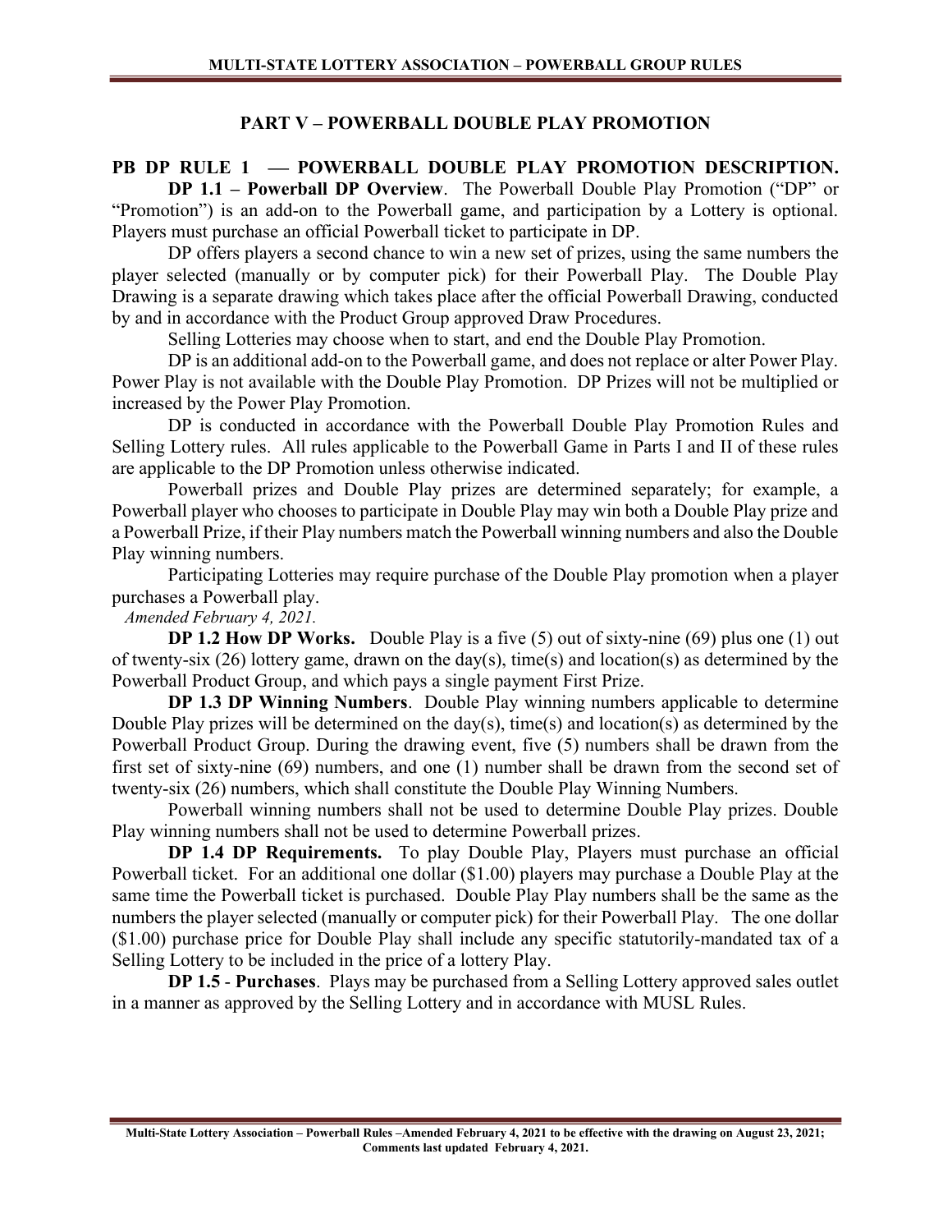## PART V – POWERBALL DOUBLE PLAY PROMOTION

### PB DP RULE 1 — POWERBALL DOUBLE PLAY PROMOTION DESCRIPTION.

**DP 1.1 – Powerball DP Overview**. The Powerball Double Play Promotion ("DP" or "Promotion") is an add-on to the Powerball game, and participation by a Lottery is optional. Players must purchase an official Powerball ticket to participate in DP.

DP offers players a second chance to win a new set of prizes, using the same numbers the player selected (manually or by computer pick) for their Powerball Play. The Double Play Drawing is a separate drawing which takes place after the official Powerball Drawing, conducted by and in accordance with the Product Group approved Draw Procedures.

Selling Lotteries may choose when to start, and end the Double Play Promotion.

DP is an additional add-on to the Powerball game, and does not replace or alter Power Play. Power Play is not available with the Double Play Promotion. DP Prizes will not be multiplied or increased by the Power Play Promotion.

DP is conducted in accordance with the Powerball Double Play Promotion Rules and Selling Lottery rules. All rules applicable to the Powerball Game in Parts I and II of these rules are applicable to the DP Promotion unless otherwise indicated.

Powerball prizes and Double Play prizes are determined separately; for example, a Powerball player who chooses to participate in Double Play may win both a Double Play prize and a Powerball Prize, if their Play numbers match the Powerball winning numbers and also the Double Play winning numbers.

Participating Lotteries may require purchase of the Double Play promotion when a player purchases a Powerball play.

*Amended February 4, 2021.*

**DP 1.2 How DP Works.** Double Play is a five (5) out of sixty-nine (69) plus one (1) out of twenty-six (26) lottery game, drawn on the day(s), time(s) and location(s) as determined by the Powerball Product Group, and which pays a single payment First Prize.

**DP 1.3 DP Winning Numbers**. Double Play winning numbers applicable to determine Double Play prizes will be determined on the day(s), time(s) and location(s) as determined by the Powerball Product Group. During the drawing event, five (5) numbers shall be drawn from the first set of sixty-nine (69) numbers, and one (1) number shall be drawn from the second set of twenty-six (26) numbers, which shall constitute the Double Play Winning Numbers.

Powerball winning numbers shall not be used to determine Double Play prizes. Double Play winning numbers shall not be used to determine Powerball prizes.

**DP 1.4 DP Requirements.** To play Double Play, Players must purchase an official Powerball ticket. For an additional one dollar ($1.00) players may purchase a Double Play at the same time the Powerball ticket is purchased. Double Play Play numbers shall be the same as the numbers the player selected (manually or computer pick) for their Powerball Play. The one dollar ($1.00) purchase price for Double Play shall include any specific statutorily-mandated tax of a Selling Lottery to be included in the price of a lottery Play.

**DP 1.5 - Purchases**. Plays may be purchased from a Selling Lottery approved sales outlet in a manner as approved by the Selling Lottery and in accordance with MUSL Rules.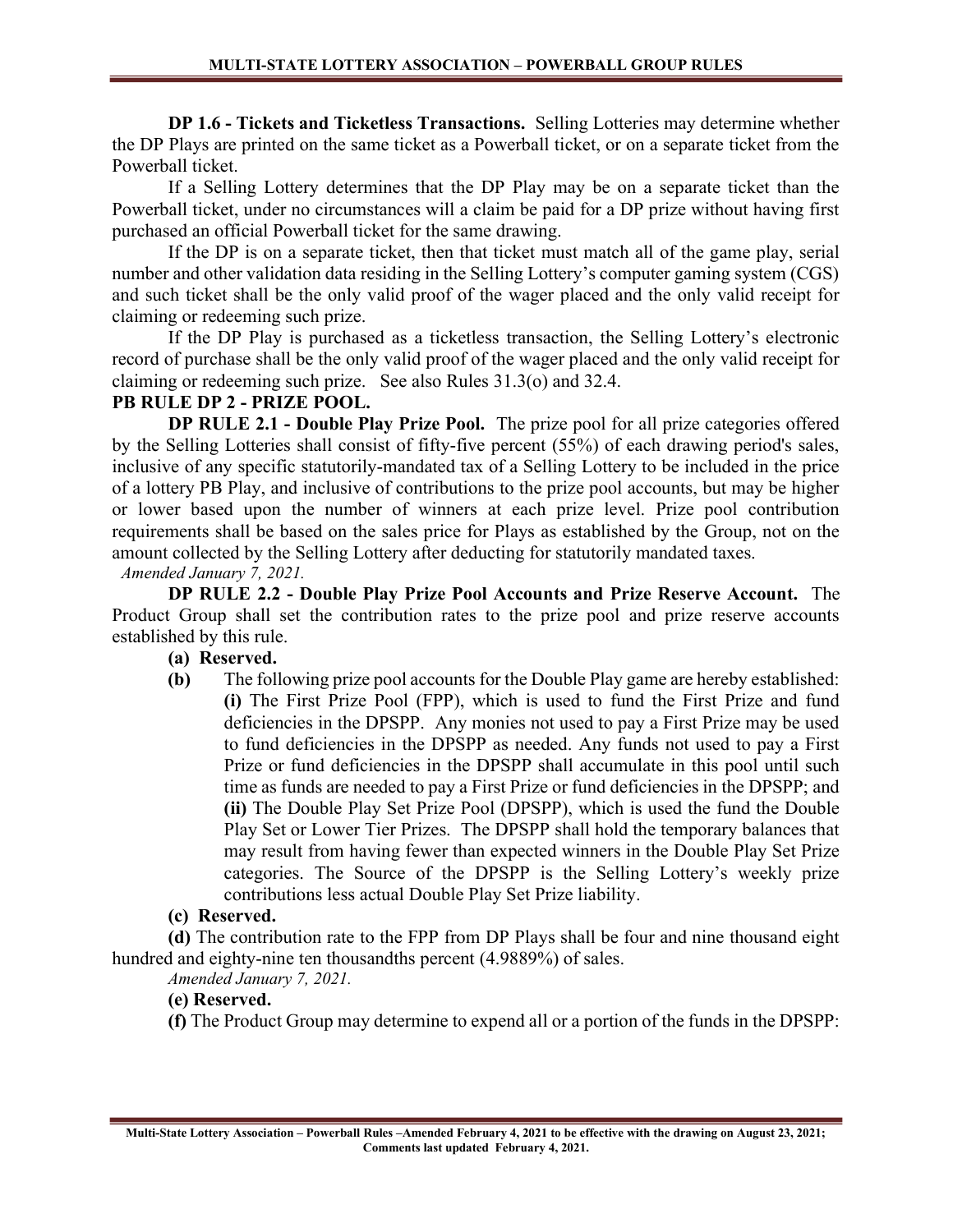**DP 1.6 - Tickets and Ticketless Transactions.** Selling Lotteries may determine whether the DP Plays are printed on the same ticket as a Powerball ticket, or on a separate ticket from the Powerball ticket.

If a Selling Lottery determines that the DP Play may be on a separate ticket than the Powerball ticket, under no circumstances will a claim be paid for a DP prize without having first purchased an official Powerball ticket for the same drawing.

If the DP is on a separate ticket, then that ticket must match all of the game play, serial number and other validation data residing in the Selling Lottery's computer gaming system (CGS) and such ticket shall be the only valid proof of the wager placed and the only valid receipt for claiming or redeeming such prize.

If the DP Play is purchased as a ticketless transaction, the Selling Lottery's electronic record of purchase shall be the only valid proof of the wager placed and the only valid receipt for claiming or redeeming such prize. See also Rules 31.3(o) and 32.4.

**PB RULE DP 2 - PRIZE POOL.**

**DP RULE 2.1 - Double Play Prize Pool.** The prize pool for all prize categories offered by the Selling Lotteries shall consist of fifty-five percent (55%) of each drawing period's sales, inclusive of any specific statutorily-mandated tax of a Selling Lottery to be included in the price of a lottery PB Play, and inclusive of contributions to the prize pool accounts, but may be higher or lower based upon the number of winners at each prize level. Prize pool contribution requirements shall be based on the sales price for Plays as established by the Group, not on the amount collected by the Selling Lottery after deducting for statutorily mandated taxes.

*Amended January 7, 2021.*

**DP RULE 2.2 - Double Play Prize Pool Accounts and Prize Reserve Account.** The Product Group shall set the contribution rates to the prize pool and prize reserve accounts established by this rule.

**(a) Reserved.**

**(b)** The following prize pool accounts for the Double Play game are hereby established:

**(i)** The First Prize Pool (FPP), which is used to fund the First Prize and fund deficiencies in the DPSPP. Any monies not used to pay a First Prize may be used to fund deficiencies in the DPSPP as needed. Any funds not used to pay a First Prize or fund deficiencies in the DPSPP shall accumulate in this pool until such time as funds are needed to pay a First Prize or fund deficiencies in the DPSPP; and

**(ii)** The Double Play Set Prize Pool (DPSPP), which is used the fund the Double Play Set or Lower Tier Prizes. The DPSPP shall hold the temporary balances that may result from having fewer than expected winners in the Double Play Set Prize categories. The Source of the DPSPP is the Selling Lottery's weekly prize contributions less actual Double Play Set Prize liability.

**(c) Reserved.**

**(d)** The contribution rate to the FPP from DP Plays shall be four and nine thousand eight hundred and eighty-nine ten thousandths percent (4.9889%) of sales.

*Amended January 7, 2021.*

**(e) Reserved.**

**(f)** The Product Group may determine to expend all or a portion of the funds in the DPSPP: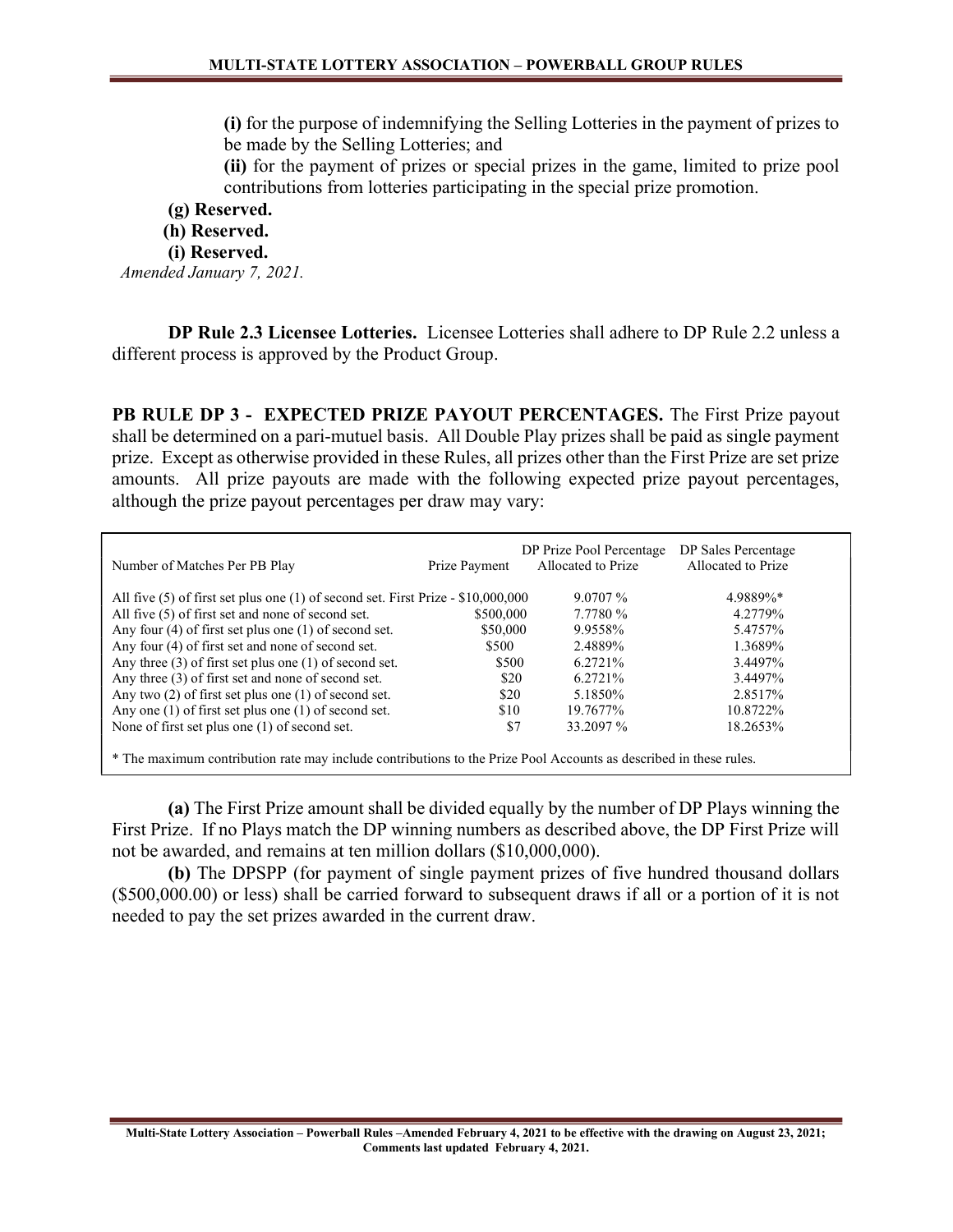(i) for the purpose of indemnifying the Selling Lotteries in the payment of prizes to be made by the Selling Lotteries; and

(ii) for the payment of prizes or special prizes in the game, limited to prize pool contributions from lotteries participating in the special prize promotion.

**(g) Reserved.**

**(h) Reserved.**

**(i) Reserved.**

*Amended January 7, 2021.*

**DP Rule 2.3 Licensee Lotteries.** Licensee Lotteries shall adhere to DP Rule 2.2 unless a different process is approved by the Product Group.

**PB RULE DP 3 - EXPECTED PRIZE PAYOUT PERCENTAGES.** The First Prize payout shall be determined on a pari-mutuel basis. All Double Play prizes shall be paid as single payment prize. Except as otherwise provided in these Rules, all prizes other than the First Prize are set prize amounts. All prize payouts are made with the following expected prize payout percentages, although the prize payout percentages per draw may vary:

| Number of Matches Per PB Play | Prize Payment | DP Prize Pool Percentage Allocated to Prize | DP Sales Percentage Allocated to Prize |
|---|---|---|---|
| All five (5) of first set plus one (1) of second set. | First Prize - $10,000,000 | 9.0707 % | 4.9889%* |
| All five (5) of first set and none of second set. | $500,000 | 7.7780 % | 4.2779% |
| Any four (4) of first set plus one (1) of second set. | $50,000 | 9.9558% | 5.4757% |
| Any four (4) of first set and none of second set. | $500 | 2.4889% | 1.3689% |
| Any three (3) of first set plus one (1) of second set. | $500 | 6.2721% | 3.4497% |
| Any three (3) of first set and none of second set. | $20 | 6.2721% | 3.4497% |
| Any two (2) of first set plus one (1) of second set. | $20 | 5.1850% | 2.8517% |
| Any one (1) of first set plus one (1) of second set. | $10 | 19.7677% | 10.8722% |
| None of first set plus one (1) of second set. | $7 | 33.2097 % | 18.2653% |

\* The maximum contribution rate may include contributions to the Prize Pool Accounts as described in these rules.

**(a)** The First Prize amount shall be divided equally by the number of DP Plays winning the First Prize. If no Plays match the DP winning numbers as described above, the DP First Prize will not be awarded, and remains at ten million dollars ($10,000,000).

**(b)** The DPSPP (for payment of single payment prizes of five hundred thousand dollars ($500,000.00) or less) shall be carried forward to subsequent draws if all or a portion of it is not needed to pay the set prizes awarded in the current draw.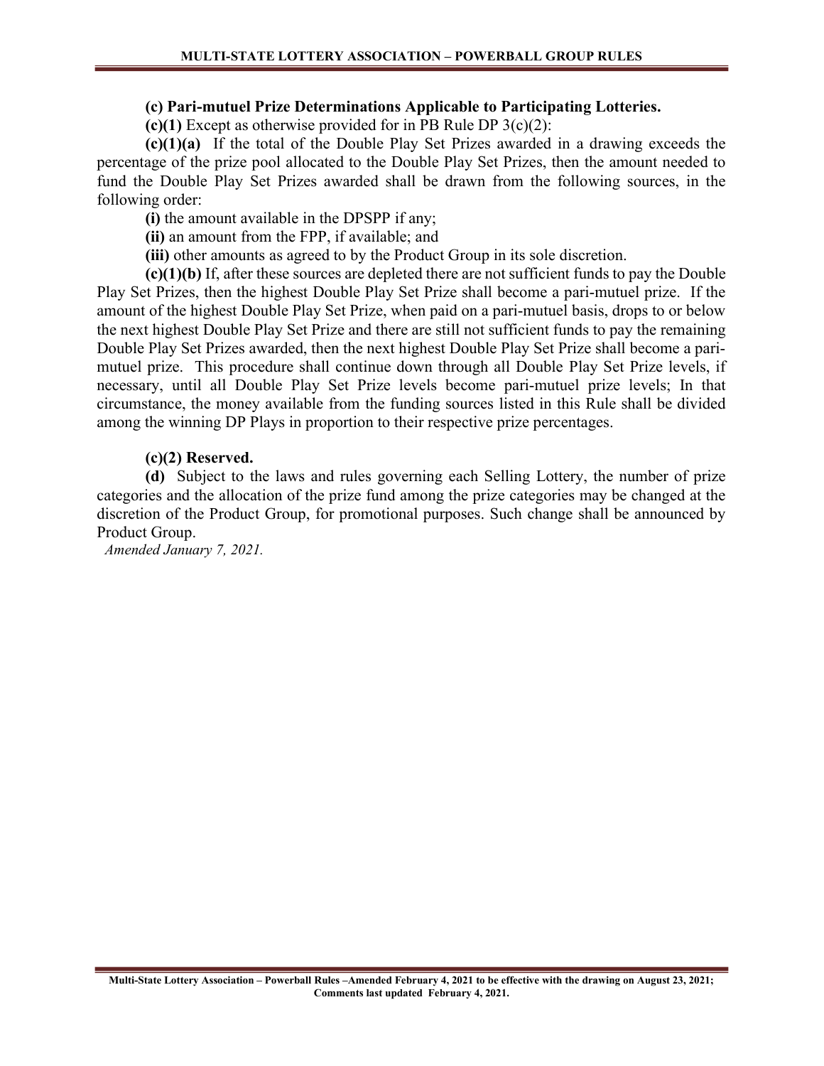**(c) Pari-mutuel Prize Determinations Applicable to Participating Lotteries.**

**(c)(1)** Except as otherwise provided for in PB Rule DP 3(c)(2):

**(c)(1)(a)** If the total of the Double Play Set Prizes awarded in a drawing exceeds the percentage of the prize pool allocated to the Double Play Set Prizes, then the amount needed to fund the Double Play Set Prizes awarded shall be drawn from the following sources, in the following order:

**(i)** the amount available in the DPSPP if any;

**(ii)** an amount from the FPP, if available; and

**(iii)** other amounts as agreed to by the Product Group in its sole discretion.

**(c)(1)(b)** If, after these sources are depleted there are not sufficient funds to pay the Double Play Set Prizes, then the highest Double Play Set Prize shall become a pari-mutuel prize. If the amount of the highest Double Play Set Prize, when paid on a pari-mutuel basis, drops to or below the next highest Double Play Set Prize and there are still not sufficient funds to pay the remaining Double Play Set Prizes awarded, then the next highest Double Play Set Prize shall become a pari-mutuel prize. This procedure shall continue down through all Double Play Set Prize levels, if necessary, until all Double Play Set Prize levels become pari-mutuel prize levels; In that circumstance, the money available from the funding sources listed in this Rule shall be divided among the winning DP Plays in proportion to their respective prize percentages.

**(c)(2) Reserved.**

**(d)** Subject to the laws and rules governing each Selling Lottery, the number of prize categories and the allocation of the prize fund among the prize categories may be changed at the discretion of the Product Group, for promotional purposes. Such change shall be announced by Product Group.

*Amended January 7, 2021.*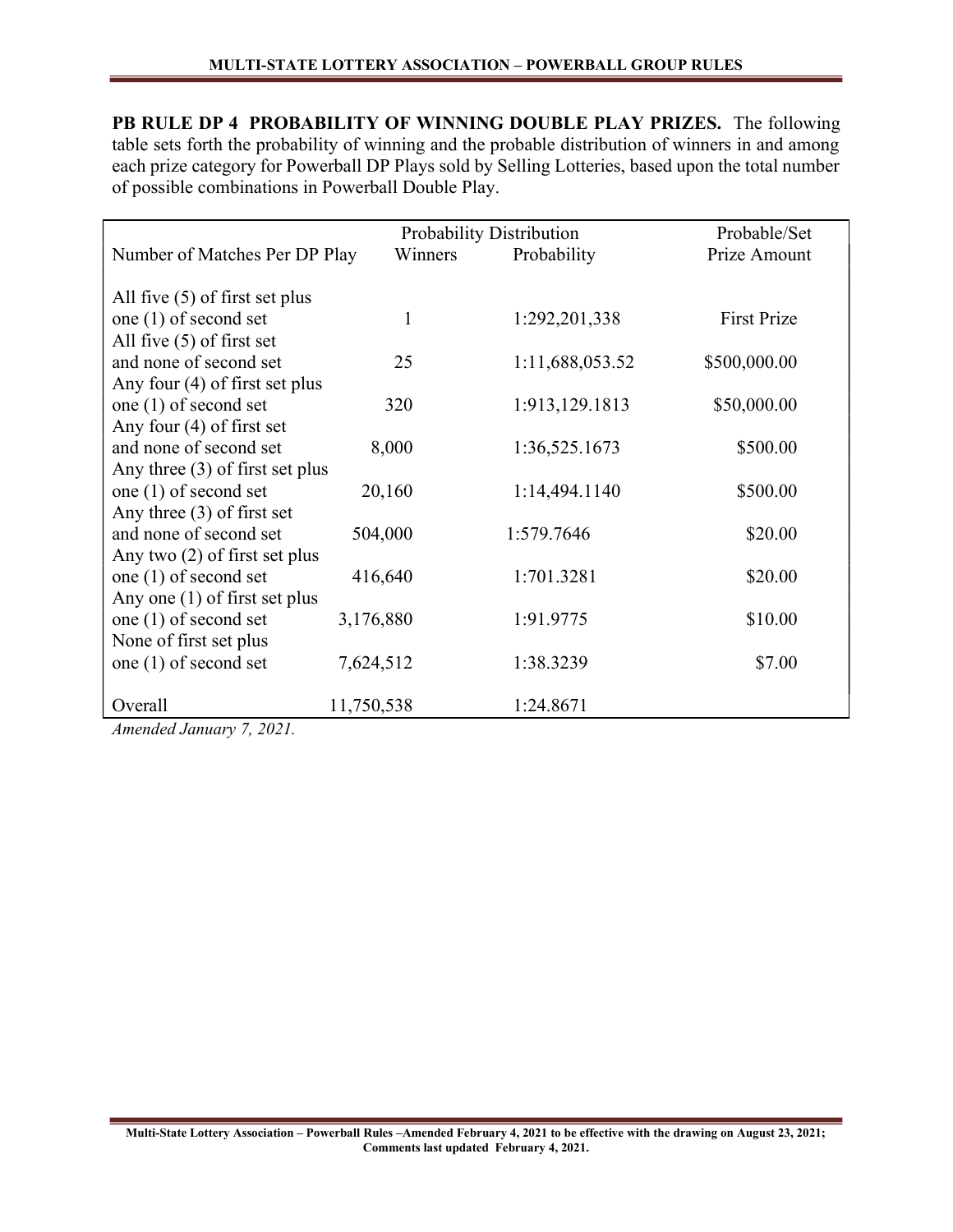**PB RULE DP 4 PROBABILITY OF WINNING DOUBLE PLAY PRIZES.** The following table sets forth the probability of winning and the probable distribution of winners in and among each prize category for Powerball DP Plays sold by Selling Lotteries, based upon the total number of possible combinations in Powerball Double Play.

| | Probability Distribution | | Probable/Set |
|---|---|---|---|
| Number of Matches Per DP Play | Winners | Probability | Prize Amount |
| All five (5) of first set plus one (1) of second set | 1 | 1:292,201,338 | First Prize |
| All five (5) of first set and none of second set | 25 | 1:11,688,053.52 | $500,000.00 |
| Any four (4) of first set plus one (1) of second set | 320 | 1:913,129.1813 | $50,000.00 |
| Any four (4) of first set and none of second set | 8,000 | 1:36,525.1673 | $500.00 |
| Any three (3) of first set plus one (1) of second set | 20,160 | 1:14,494.1140 | $500.00 |
| Any three (3) of first set and none of second set | 504,000 | 1:579.7646 | $20.00 |
| Any two (2) of first set plus one (1) of second set | 416,640 | 1:701.3281 | $20.00 |
| Any one (1) of first set plus one (1) of second set | 3,176,880 | 1:91.9775 | $10.00 |
| None of first set plus one (1) of second set | 7,624,512 | 1:38.3239 | $7.00 |
| Overall | 11,750,538 | 1:24.8671 | |

*Amended January 7, 2021.*